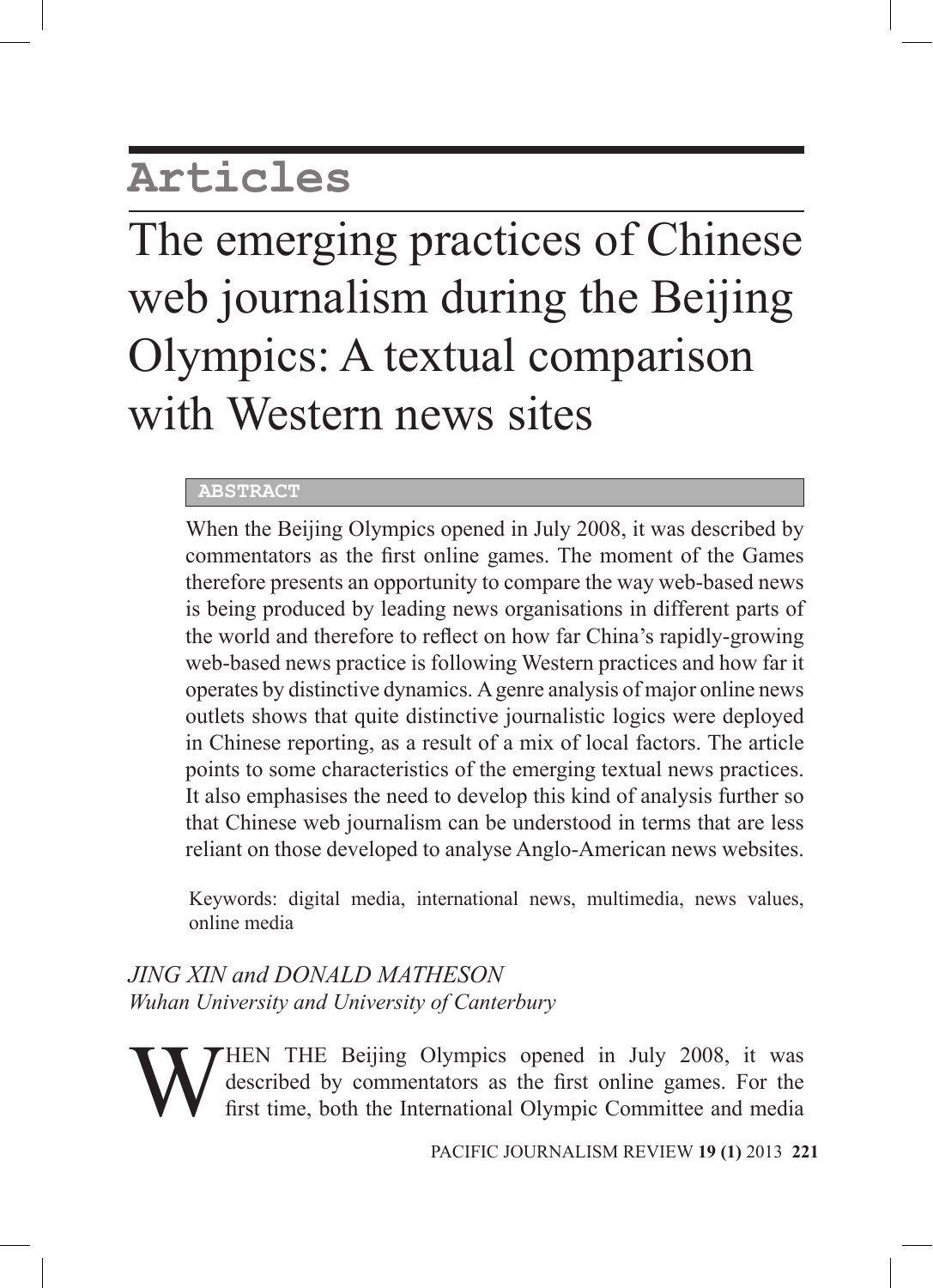# Articles

# The emerging practices of Chinese web journalism during the Beijing Olympics: A textual comparison with Western news sites

**ABSTRACT**

When the Beijing Olympics opened in July 2008, it was described by commentators as the first online games. The moment of the Games therefore presents an opportunity to compare the way web-based news is being produced by leading news organisations in different parts of the world and therefore to reflect on how far China's rapidly-growing web-based news practice is following Western practices and how far it operates by distinctive dynamics. A genre analysis of major online news outlets shows that quite distinctive journalistic logics were deployed in Chinese reporting, as a result of a mix of local factors. The article points to some characteristics of the emerging textual news practices. It also emphasises the need to develop this kind of analysis further so that Chinese web journalism can be understood in terms that are less reliant on those developed to analyse Anglo-American news websites.

Keywords: digital media, international news, multimedia, news values, online media

*JING XIN and DONALD MATHESON*
*Wuhan University and University of Canterbury*

WHEN THE Beijing Olympics opened in July 2008, it was described by commentators as the first online games. For the first time, both the International Olympic Committee and media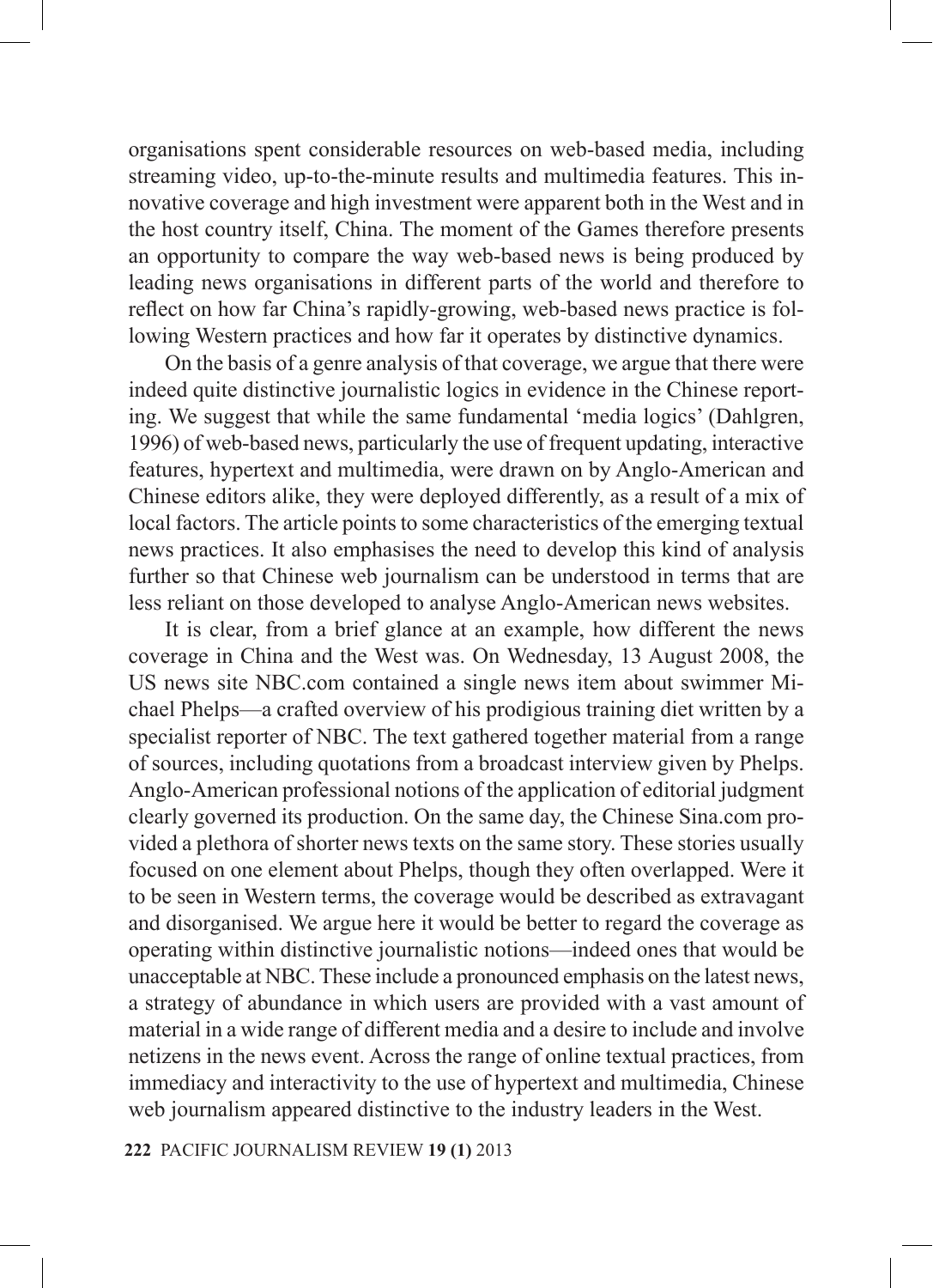organisations spent considerable resources on web-based media, including streaming video, up-to-the-minute results and multimedia features. This innovative coverage and high investment were apparent both in the West and in the host country itself, China. The moment of the Games therefore presents an opportunity to compare the way web-based news is being produced by leading news organisations in different parts of the world and therefore to reflect on how far China's rapidly-growing, web-based news practice is following Western practices and how far it operates by distinctive dynamics.

On the basis of a genre analysis of that coverage, we argue that there were indeed quite distinctive journalistic logics in evidence in the Chinese reporting. We suggest that while the same fundamental 'media logics' (Dahlgren, 1996) of web-based news, particularly the use of frequent updating, interactive features, hypertext and multimedia, were drawn on by Anglo-American and Chinese editors alike, they were deployed differently, as a result of a mix of local factors. The article points to some characteristics of the emerging textual news practices. It also emphasises the need to develop this kind of analysis further so that Chinese web journalism can be understood in terms that are less reliant on those developed to analyse Anglo-American news websites.

It is clear, from a brief glance at an example, how different the news coverage in China and the West was. On Wednesday, 13 August 2008, the US news site NBC.com contained a single news item about swimmer Michael Phelps—a crafted overview of his prodigious training diet written by a specialist reporter of NBC. The text gathered together material from a range of sources, including quotations from a broadcast interview given by Phelps. Anglo-American professional notions of the application of editorial judgment clearly governed its production. On the same day, the Chinese Sina.com provided a plethora of shorter news texts on the same story. These stories usually focused on one element about Phelps, though they often overlapped. Were it to be seen in Western terms, the coverage would be described as extravagant and disorganised. We argue here it would be better to regard the coverage as operating within distinctive journalistic notions—indeed ones that would be unacceptable at NBC. These include a pronounced emphasis on the latest news, a strategy of abundance in which users are provided with a vast amount of material in a wide range of different media and a desire to include and involve netizens in the news event. Across the range of online textual practices, from immediacy and interactivity to the use of hypertext and multimedia, Chinese web journalism appeared distinctive to the industry leaders in the West.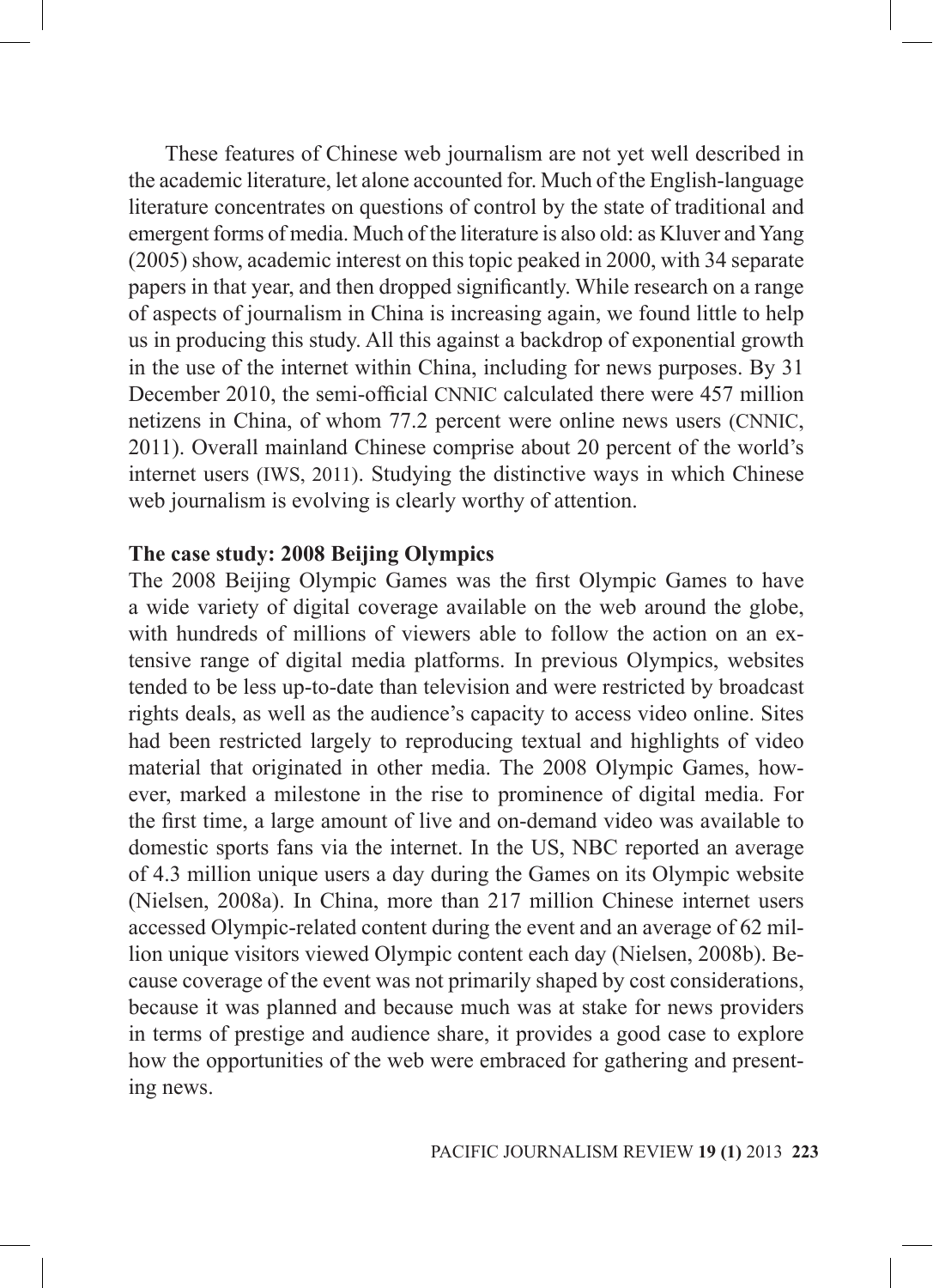These features of Chinese web journalism are not yet well described in the academic literature, let alone accounted for. Much of the English-language literature concentrates on questions of control by the state of traditional and emergent forms of media. Much of the literature is also old: as Kluver and Yang (2005) show, academic interest on this topic peaked in 2000, with 34 separate papers in that year, and then dropped significantly. While research on a range of aspects of journalism in China is increasing again, we found little to help us in producing this study. All this against a backdrop of exponential growth in the use of the internet within China, including for news purposes. By 31 December 2010, the semi-official CNNIC calculated there were 457 million netizens in China, of whom 77.2 percent were online news users (CNNIC, 2011). Overall mainland Chinese comprise about 20 percent of the world's internet users (IWS, 2011). Studying the distinctive ways in which Chinese web journalism is evolving is clearly worthy of attention.

**The case study: 2008 Beijing Olympics**

The 2008 Beijing Olympic Games was the first Olympic Games to have a wide variety of digital coverage available on the web around the globe, with hundreds of millions of viewers able to follow the action on an extensive range of digital media platforms. In previous Olympics, websites tended to be less up-to-date than television and were restricted by broadcast rights deals, as well as the audience's capacity to access video online. Sites had been restricted largely to reproducing textual and highlights of video material that originated in other media. The 2008 Olympic Games, however, marked a milestone in the rise to prominence of digital media. For the first time, a large amount of live and on-demand video was available to domestic sports fans via the internet. In the US, NBC reported an average of 4.3 million unique users a day during the Games on its Olympic website (Nielsen, 2008a). In China, more than 217 million Chinese internet users accessed Olympic-related content during the event and an average of 62 million unique visitors viewed Olympic content each day (Nielsen, 2008b). Because coverage of the event was not primarily shaped by cost considerations, because it was planned and because much was at stake for news providers in terms of prestige and audience share, it provides a good case to explore how the opportunities of the web were embraced for gathering and presenting news.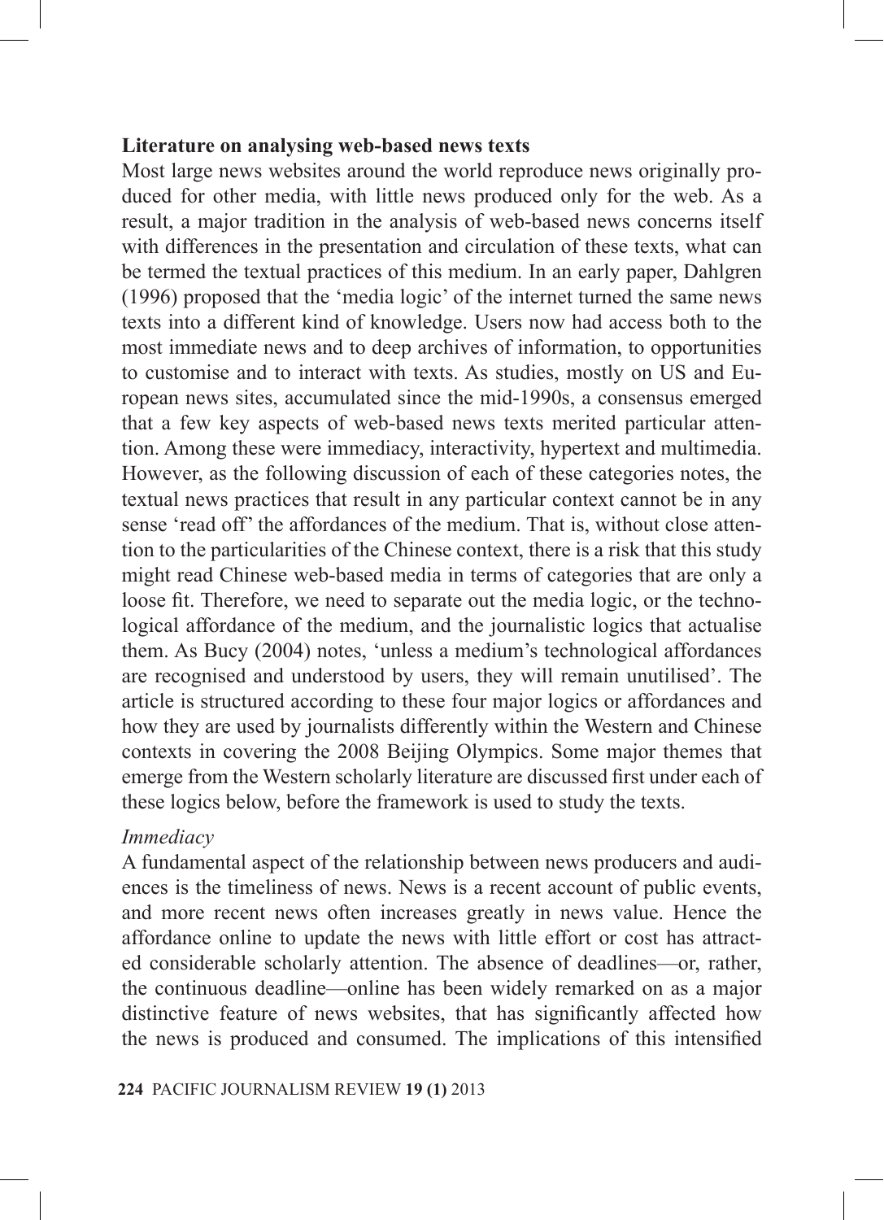**Literature on analysing web-based news texts**

Most large news websites around the world reproduce news originally produced for other media, with little news produced only for the web. As a result, a major tradition in the analysis of web-based news concerns itself with differences in the presentation and circulation of these texts, what can be termed the textual practices of this medium. In an early paper, Dahlgren (1996) proposed that the 'media logic' of the internet turned the same news texts into a different kind of knowledge. Users now had access both to the most immediate news and to deep archives of information, to opportunities to customise and to interact with texts. As studies, mostly on US and European news sites, accumulated since the mid-1990s, a consensus emerged that a few key aspects of web-based news texts merited particular attention. Among these were immediacy, interactivity, hypertext and multimedia. However, as the following discussion of each of these categories notes, the textual news practices that result in any particular context cannot be in any sense 'read off' the affordances of the medium. That is, without close attention to the particularities of the Chinese context, there is a risk that this study might read Chinese web-based media in terms of categories that are only a loose fit. Therefore, we need to separate out the media logic, or the technological affordance of the medium, and the journalistic logics that actualise them. As Bucy (2004) notes, 'unless a medium's technological affordances are recognised and understood by users, they will remain unutilised'. The article is structured according to these four major logics or affordances and how they are used by journalists differently within the Western and Chinese contexts in covering the 2008 Beijing Olympics. Some major themes that emerge from the Western scholarly literature are discussed first under each of these logics below, before the framework is used to study the texts.

*Immediacy*

A fundamental aspect of the relationship between news producers and audiences is the timeliness of news. News is a recent account of public events, and more recent news often increases greatly in news value. Hence the affordance online to update the news with little effort or cost has attracted considerable scholarly attention. The absence of deadlines—or, rather, the continuous deadline—online has been widely remarked on as a major distinctive feature of news websites, that has significantly affected how the news is produced and consumed. The implications of this intensified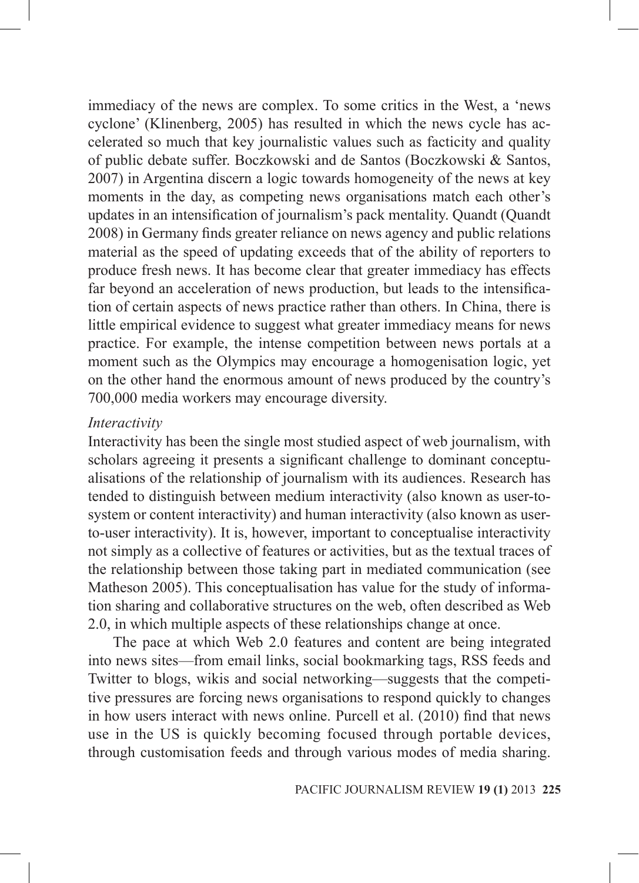immediacy of the news are complex. To some critics in the West, a 'news cyclone' (Klinenberg, 2005) has resulted in which the news cycle has accelerated so much that key journalistic values such as facticity and quality of public debate suffer. Boczkowski and de Santos (Boczkowski & Santos, 2007) in Argentina discern a logic towards homogeneity of the news at key moments in the day, as competing news organisations match each other's updates in an intensification of journalism's pack mentality. Quandt (Quandt 2008) in Germany finds greater reliance on news agency and public relations material as the speed of updating exceeds that of the ability of reporters to produce fresh news. It has become clear that greater immediacy has effects far beyond an acceleration of news production, but leads to the intensification of certain aspects of news practice rather than others. In China, there is little empirical evidence to suggest what greater immediacy means for news practice. For example, the intense competition between news portals at a moment such as the Olympics may encourage a homogenisation logic, yet on the other hand the enormous amount of news produced by the country's 700,000 media workers may encourage diversity.

*Interactivity*

Interactivity has been the single most studied aspect of web journalism, with scholars agreeing it presents a significant challenge to dominant conceptualisations of the relationship of journalism with its audiences. Research has tended to distinguish between medium interactivity (also known as user-to-system or content interactivity) and human interactivity (also known as user-to-user interactivity). It is, however, important to conceptualise interactivity not simply as a collective of features or activities, but as the textual traces of the relationship between those taking part in mediated communication (see Matheson 2005). This conceptualisation has value for the study of information sharing and collaborative structures on the web, often described as Web 2.0, in which multiple aspects of these relationships change at once.

The pace at which Web 2.0 features and content are being integrated into news sites—from email links, social bookmarking tags, RSS feeds and Twitter to blogs, wikis and social networking—suggests that the competitive pressures are forcing news organisations to respond quickly to changes in how users interact with news online. Purcell et al. (2010) find that news use in the US is quickly becoming focused through portable devices, through customisation feeds and through various modes of media sharing.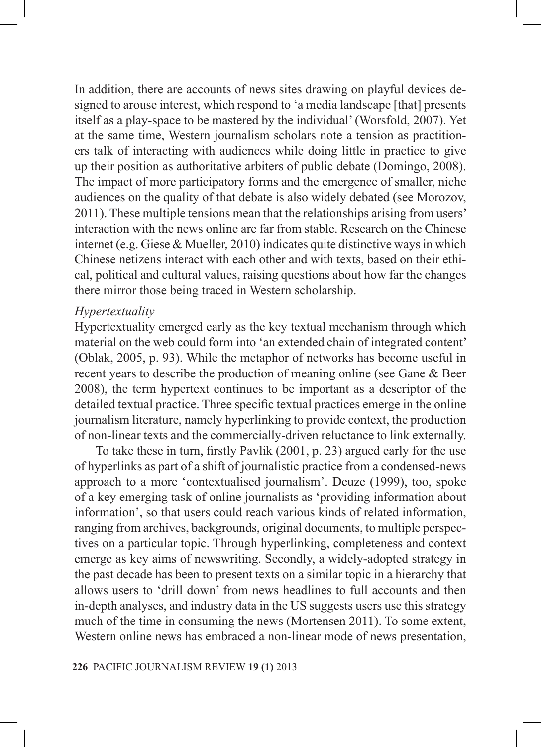In addition, there are accounts of news sites drawing on playful devices designed to arouse interest, which respond to 'a media landscape [that] presents itself as a play-space to be mastered by the individual' (Worsfold, 2007). Yet at the same time, Western journalism scholars note a tension as practitioners talk of interacting with audiences while doing little in practice to give up their position as authoritative arbiters of public debate (Domingo, 2008). The impact of more participatory forms and the emergence of smaller, niche audiences on the quality of that debate is also widely debated (see Morozov, 2011). These multiple tensions mean that the relationships arising from users' interaction with the news online are far from stable. Research on the Chinese internet (e.g. Giese & Mueller, 2010) indicates quite distinctive ways in which Chinese netizens interact with each other and with texts, based on their ethical, political and cultural values, raising questions about how far the changes there mirror those being traced in Western scholarship.

*Hypertextuality*

Hypertextuality emerged early as the key textual mechanism through which material on the web could form into 'an extended chain of integrated content' (Oblak, 2005, p. 93). While the metaphor of networks has become useful in recent years to describe the production of meaning online (see Gane & Beer 2008), the term hypertext continues to be important as a descriptor of the detailed textual practice. Three specific textual practices emerge in the online journalism literature, namely hyperlinking to provide context, the production of non-linear texts and the commercially-driven reluctance to link externally.

To take these in turn, firstly Pavlik (2001, p. 23) argued early for the use of hyperlinks as part of a shift of journalistic practice from a condensed-news approach to a more 'contextualised journalism'. Deuze (1999), too, spoke of a key emerging task of online journalists as 'providing information about information', so that users could reach various kinds of related information, ranging from archives, backgrounds, original documents, to multiple perspectives on a particular topic. Through hyperlinking, completeness and context emerge as key aims of newswriting. Secondly, a widely-adopted strategy in the past decade has been to present texts on a similar topic in a hierarchy that allows users to 'drill down' from news headlines to full accounts and then in-depth analyses, and industry data in the US suggests users use this strategy much of the time in consuming the news (Mortensen 2011). To some extent, Western online news has embraced a non-linear mode of news presentation,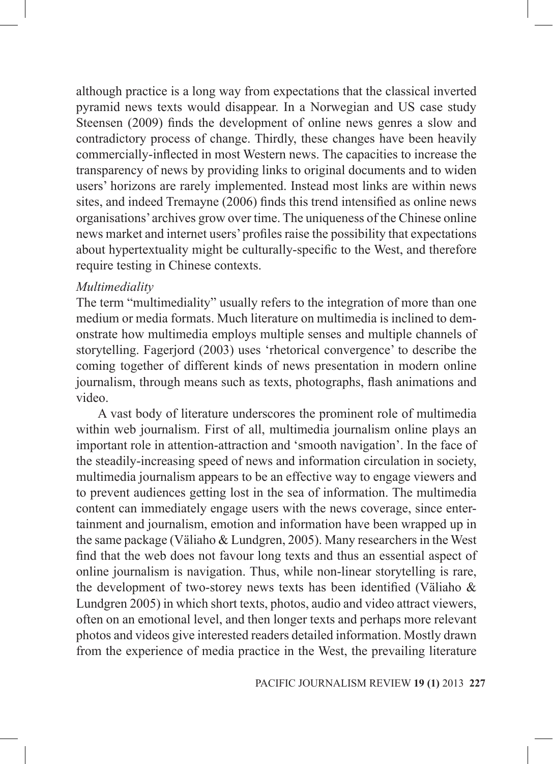although practice is a long way from expectations that the classical inverted pyramid news texts would disappear. In a Norwegian and US case study Steensen (2009) finds the development of online news genres a slow and contradictory process of change. Thirdly, these changes have been heavily commercially-inflected in most Western news. The capacities to increase the transparency of news by providing links to original documents and to widen users' horizons are rarely implemented. Instead most links are within news sites, and indeed Tremayne (2006) finds this trend intensified as online news organisations' archives grow over time. The uniqueness of the Chinese online news market and internet users' profiles raise the possibility that expectations about hypertextuality might be culturally-specific to the West, and therefore require testing in Chinese contexts.

*Multimediality*

The term "multimediality" usually refers to the integration of more than one medium or media formats. Much literature on multimedia is inclined to demonstrate how multimedia employs multiple senses and multiple channels of storytelling. Fagerjord (2003) uses 'rhetorical convergence' to describe the coming together of different kinds of news presentation in modern online journalism, through means such as texts, photographs, flash animations and video.

A vast body of literature underscores the prominent role of multimedia within web journalism. First of all, multimedia journalism online plays an important role in attention-attraction and 'smooth navigation'. In the face of the steadily-increasing speed of news and information circulation in society, multimedia journalism appears to be an effective way to engage viewers and to prevent audiences getting lost in the sea of information. The multimedia content can immediately engage users with the news coverage, since entertainment and journalism, emotion and information have been wrapped up in the same package (Väliaho & Lundgren, 2005). Many researchers in the West find that the web does not favour long texts and thus an essential aspect of online journalism is navigation. Thus, while non-linear storytelling is rare, the development of two-storey news texts has been identified (Väliaho & Lundgren 2005) in which short texts, photos, audio and video attract viewers, often on an emotional level, and then longer texts and perhaps more relevant photos and videos give interested readers detailed information. Mostly drawn from the experience of media practice in the West, the prevailing literature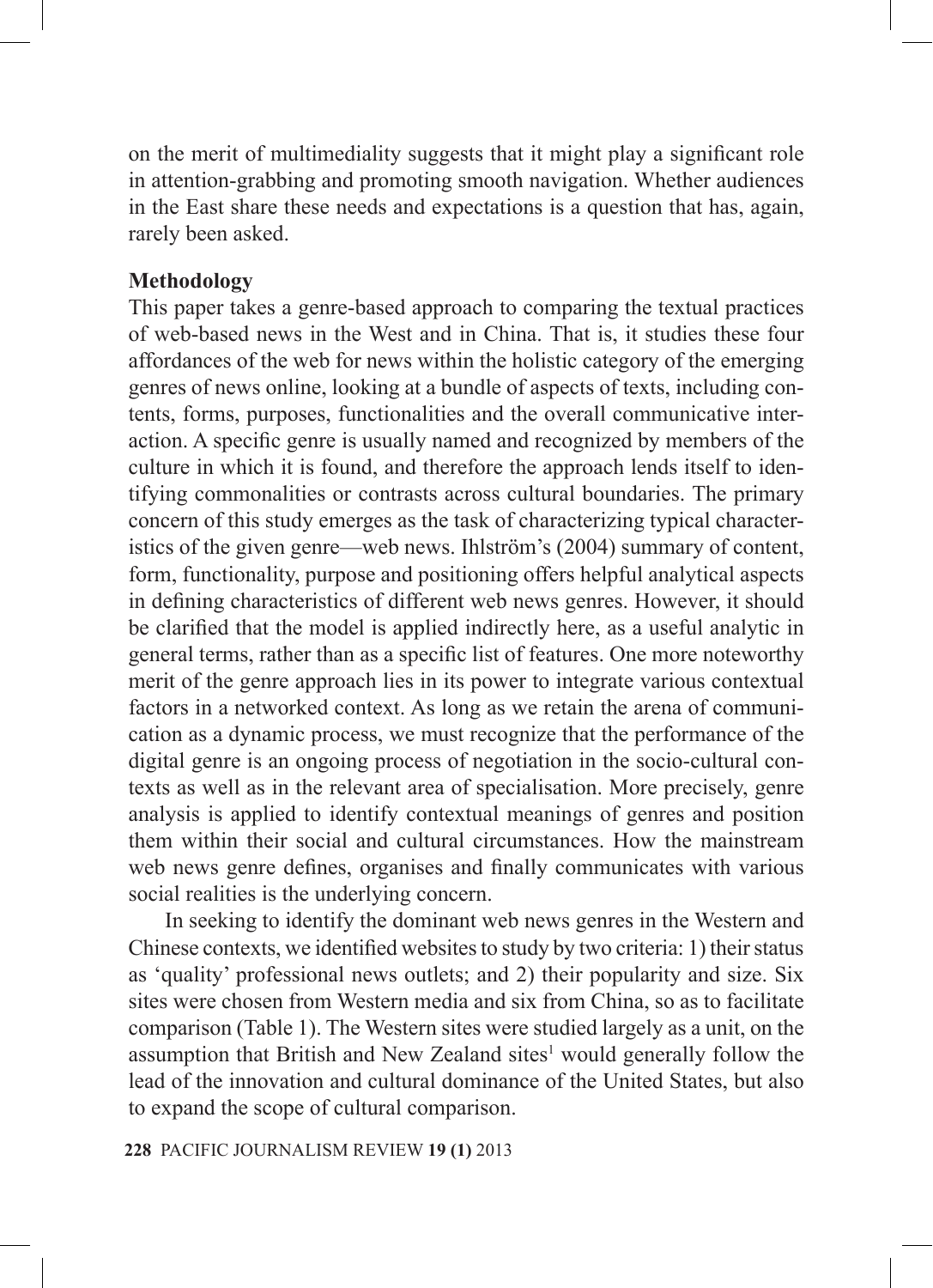on the merit of multimediality suggests that it might play a significant role in attention-grabbing and promoting smooth navigation. Whether audiences in the East share these needs and expectations is a question that has, again, rarely been asked.

**Methodology**

This paper takes a genre-based approach to comparing the textual practices of web-based news in the West and in China. That is, it studies these four affordances of the web for news within the holistic category of the emerging genres of news online, looking at a bundle of aspects of texts, including contents, forms, purposes, functionalities and the overall communicative interaction. A specific genre is usually named and recognized by members of the culture in which it is found, and therefore the approach lends itself to identifying commonalities or contrasts across cultural boundaries. The primary concern of this study emerges as the task of characterizing typical characteristics of the given genre—web news. Ihlström's (2004) summary of content, form, functionality, purpose and positioning offers helpful analytical aspects in defining characteristics of different web news genres. However, it should be clarified that the model is applied indirectly here, as a useful analytic in general terms, rather than as a specific list of features. One more noteworthy merit of the genre approach lies in its power to integrate various contextual factors in a networked context. As long as we retain the arena of communication as a dynamic process, we must recognize that the performance of the digital genre is an ongoing process of negotiation in the socio-cultural contexts as well as in the relevant area of specialisation. More precisely, genre analysis is applied to identify contextual meanings of genres and position them within their social and cultural circumstances. How the mainstream web news genre defines, organises and finally communicates with various social realities is the underlying concern.

In seeking to identify the dominant web news genres in the Western and Chinese contexts, we identified websites to study by two criteria: 1) their status as 'quality' professional news outlets; and 2) their popularity and size. Six sites were chosen from Western media and six from China, so as to facilitate comparison (Table 1). The Western sites were studied largely as a unit, on the assumption that British and New Zealand sites[1] would generally follow the lead of the innovation and cultural dominance of the United States, but also to expand the scope of cultural comparison.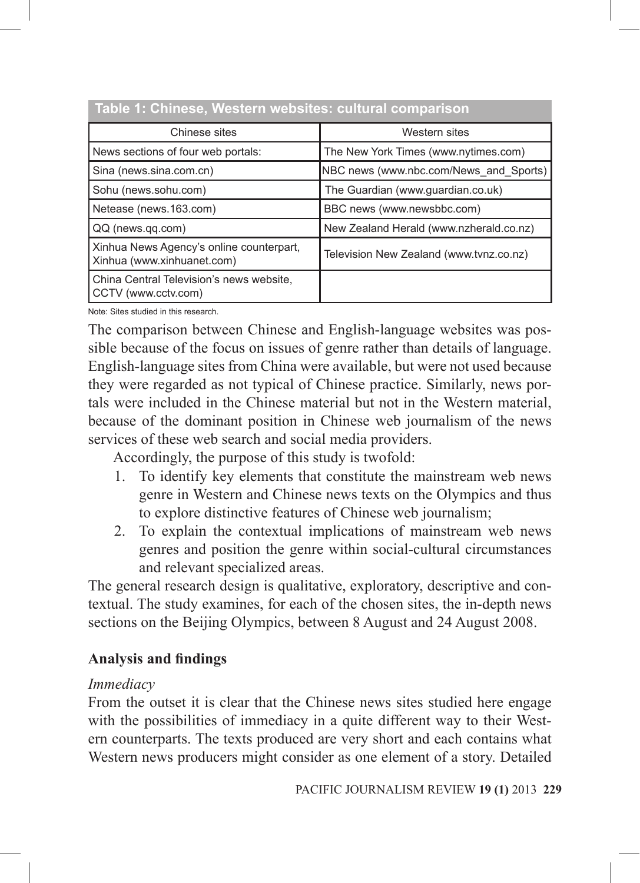**Table 1: Chinese, Western websites: cultural comparison**

| Chinese sites | Western sites |
|---|---|
| News sections of four web portals: | The New York Times (www.nytimes.com) |
| Sina (news.sina.com.cn) | NBC news (www.nbc.com/News_and_Sports) |
| Sohu (news.sohu.com) | The Guardian (www.guardian.co.uk) |
| Netease (news.163.com) | BBC news (www.newsbbc.com) |
| QQ (news.qq.com) | New Zealand Herald (www.nzherald.co.nz) |
| Xinhua News Agency's online counterpart, Xinhua (www.xinhuanet.com) | Television New Zealand (www.tvnz.co.nz) |
| China Central Television's news website, CCTV (www.cctv.com) | |

Note: Sites studied in this research.

The comparison between Chinese and English-language websites was possible because of the focus on issues of genre rather than details of language. English-language sites from China were available, but were not used because they were regarded as not typical of Chinese practice. Similarly, news portals were included in the Chinese material but not in the Western material, because of the dominant position in Chinese web journalism of the news services of these web search and social media providers.

Accordingly, the purpose of this study is twofold:

1. To identify key elements that constitute the mainstream web news genre in Western and Chinese news texts on the Olympics and thus to explore distinctive features of Chinese web journalism;
2. To explain the contextual implications of mainstream web news genres and position the genre within social-cultural circumstances and relevant specialized areas.

The general research design is qualitative, exploratory, descriptive and contextual. The study examines, for each of the chosen sites, the in-depth news sections on the Beijing Olympics, between 8 August and 24 August 2008.

## Analysis and findings

### *Immediacy*

From the outset it is clear that the Chinese news sites studied here engage with the possibilities of immediacy in a quite different way to their Western counterparts. The texts produced are very short and each contains what Western news producers might consider as one element of a story. Detailed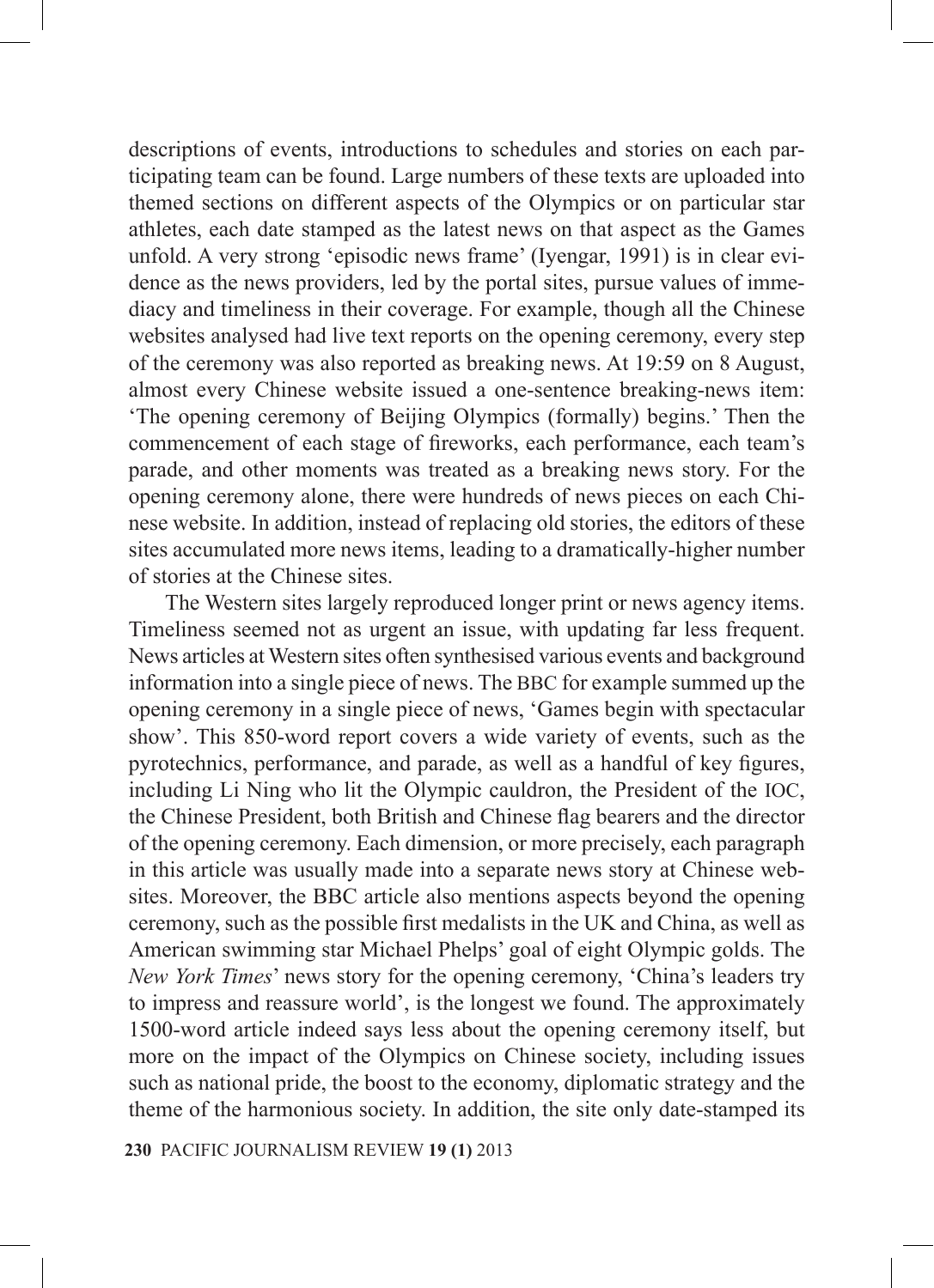descriptions of events, introductions to schedules and stories on each participating team can be found. Large numbers of these texts are uploaded into themed sections on different aspects of the Olympics or on particular star athletes, each date stamped as the latest news on that aspect as the Games unfold. A very strong 'episodic news frame' (Iyengar, 1991) is in clear evidence as the news providers, led by the portal sites, pursue values of immediacy and timeliness in their coverage. For example, though all the Chinese websites analysed had live text reports on the opening ceremony, every step of the ceremony was also reported as breaking news. At 19:59 on 8 August, almost every Chinese website issued a one-sentence breaking-news item: 'The opening ceremony of Beijing Olympics (formally) begins.' Then the commencement of each stage of fireworks, each performance, each team's parade, and other moments was treated as a breaking news story. For the opening ceremony alone, there were hundreds of news pieces on each Chinese website. In addition, instead of replacing old stories, the editors of these sites accumulated more news items, leading to a dramatically-higher number of stories at the Chinese sites.

The Western sites largely reproduced longer print or news agency items. Timeliness seemed not as urgent an issue, with updating far less frequent. News articles at Western sites often synthesised various events and background information into a single piece of news. The BBC for example summed up the opening ceremony in a single piece of news, 'Games begin with spectacular show'. This 850-word report covers a wide variety of events, such as the pyrotechnics, performance, and parade, as well as a handful of key figures, including Li Ning who lit the Olympic cauldron, the President of the IOC, the Chinese President, both British and Chinese flag bearers and the director of the opening ceremony. Each dimension, or more precisely, each paragraph in this article was usually made into a separate news story at Chinese websites. Moreover, the BBC article also mentions aspects beyond the opening ceremony, such as the possible first medalists in the UK and China, as well as American swimming star Michael Phelps' goal of eight Olympic golds. The *New York Times*' news story for the opening ceremony, 'China's leaders try to impress and reassure world', is the longest we found. The approximately 1500-word article indeed says less about the opening ceremony itself, but more on the impact of the Olympics on Chinese society, including issues such as national pride, the boost to the economy, diplomatic strategy and the theme of the harmonious society. In addition, the site only date-stamped its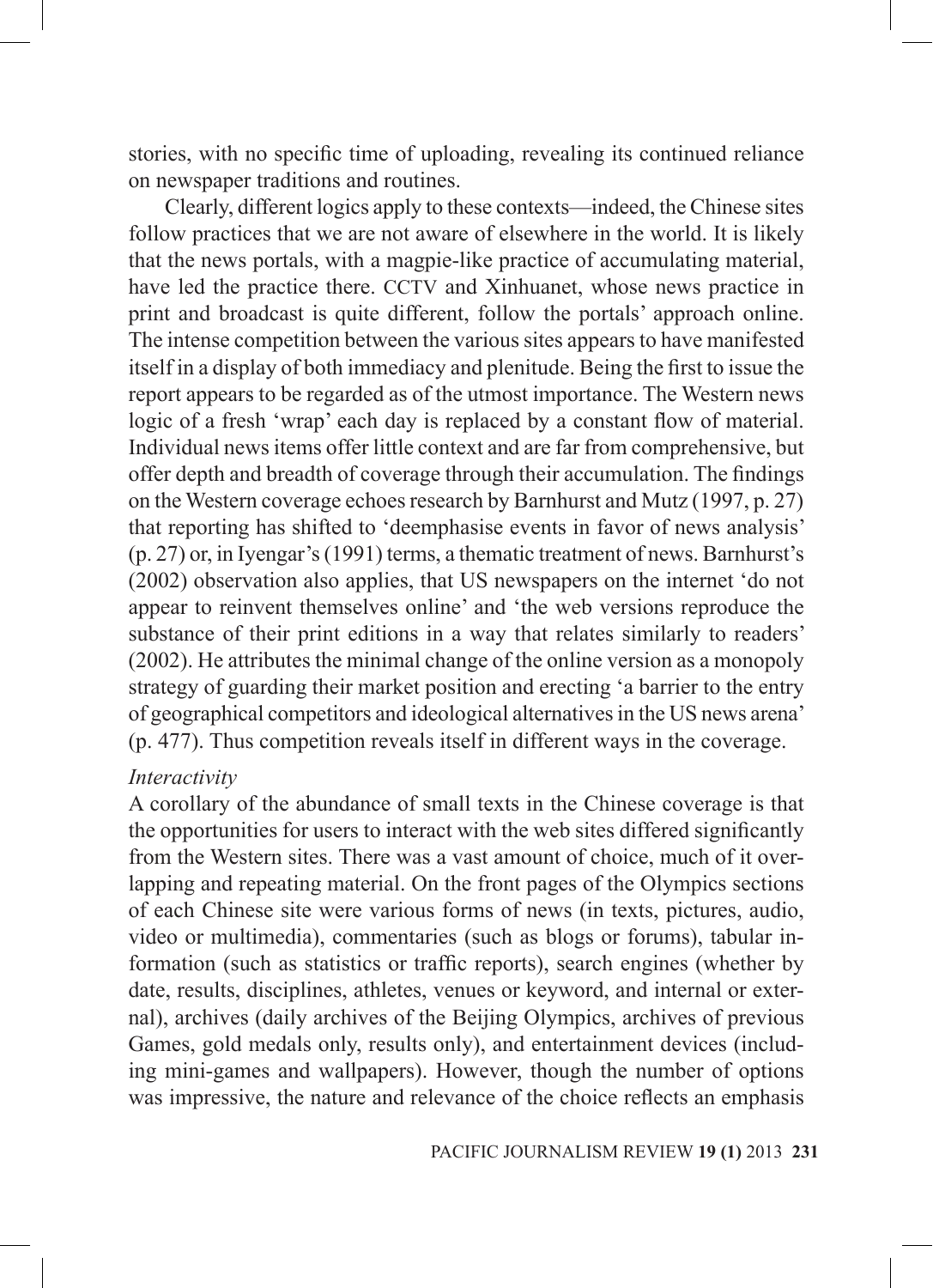stories, with no specific time of uploading, revealing its continued reliance on newspaper traditions and routines.

Clearly, different logics apply to these contexts—indeed, the Chinese sites follow practices that we are not aware of elsewhere in the world. It is likely that the news portals, with a magpie-like practice of accumulating material, have led the practice there. CCTV and Xinhuanet, whose news practice in print and broadcast is quite different, follow the portals' approach online. The intense competition between the various sites appears to have manifested itself in a display of both immediacy and plenitude. Being the first to issue the report appears to be regarded as of the utmost importance. The Western news logic of a fresh 'wrap' each day is replaced by a constant flow of material. Individual news items offer little context and are far from comprehensive, but offer depth and breadth of coverage through their accumulation. The findings on the Western coverage echoes research by Barnhurst and Mutz (1997, p. 27) that reporting has shifted to 'deemphasise events in favor of news analysis' (p. 27) or, in Iyengar's (1991) terms, a thematic treatment of news. Barnhurst's (2002) observation also applies, that US newspapers on the internet 'do not appear to reinvent themselves online' and 'the web versions reproduce the substance of their print editions in a way that relates similarly to readers' (2002). He attributes the minimal change of the online version as a monopoly strategy of guarding their market position and erecting 'a barrier to the entry of geographical competitors and ideological alternatives in the US news arena' (p. 477). Thus competition reveals itself in different ways in the coverage.

*Interactivity*

A corollary of the abundance of small texts in the Chinese coverage is that the opportunities for users to interact with the web sites differed significantly from the Western sites. There was a vast amount of choice, much of it overlapping and repeating material. On the front pages of the Olympics sections of each Chinese site were various forms of news (in texts, pictures, audio, video or multimedia), commentaries (such as blogs or forums), tabular information (such as statistics or traffic reports), search engines (whether by date, results, disciplines, athletes, venues or keyword, and internal or external), archives (daily archives of the Beijing Olympics, archives of previous Games, gold medals only, results only), and entertainment devices (including mini-games and wallpapers). However, though the number of options was impressive, the nature and relevance of the choice reflects an emphasis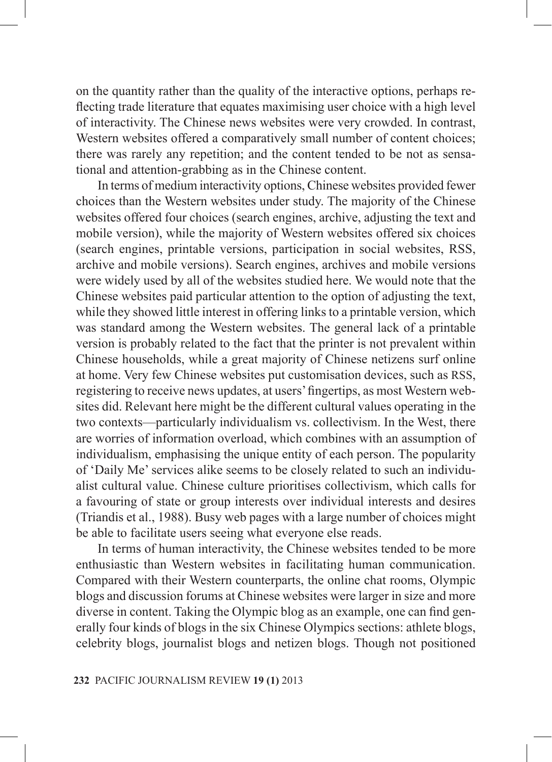on the quantity rather than the quality of the interactive options, perhaps reflecting trade literature that equates maximising user choice with a high level of interactivity. The Chinese news websites were very crowded. In contrast, Western websites offered a comparatively small number of content choices; there was rarely any repetition; and the content tended to be not as sensational and attention-grabbing as in the Chinese content.

In terms of medium interactivity options, Chinese websites provided fewer choices than the Western websites under study. The majority of the Chinese websites offered four choices (search engines, archive, adjusting the text and mobile version), while the majority of Western websites offered six choices (search engines, printable versions, participation in social websites, RSS, archive and mobile versions). Search engines, archives and mobile versions were widely used by all of the websites studied here. We would note that the Chinese websites paid particular attention to the option of adjusting the text, while they showed little interest in offering links to a printable version, which was standard among the Western websites. The general lack of a printable version is probably related to the fact that the printer is not prevalent within Chinese households, while a great majority of Chinese netizens surf online at home. Very few Chinese websites put customisation devices, such as RSS, registering to receive news updates, at users' fingertips, as most Western websites did. Relevant here might be the different cultural values operating in the two contexts—particularly individualism vs. collectivism. In the West, there are worries of information overload, which combines with an assumption of individualism, emphasising the unique entity of each person. The popularity of 'Daily Me' services alike seems to be closely related to such an individualist cultural value. Chinese culture prioritises collectivism, which calls for a favouring of state or group interests over individual interests and desires (Triandis et al., 1988). Busy web pages with a large number of choices might be able to facilitate users seeing what everyone else reads.

In terms of human interactivity, the Chinese websites tended to be more enthusiastic than Western websites in facilitating human communication. Compared with their Western counterparts, the online chat rooms, Olympic blogs and discussion forums at Chinese websites were larger in size and more diverse in content. Taking the Olympic blog as an example, one can find generally four kinds of blogs in the six Chinese Olympics sections: athlete blogs, celebrity blogs, journalist blogs and netizen blogs. Though not positioned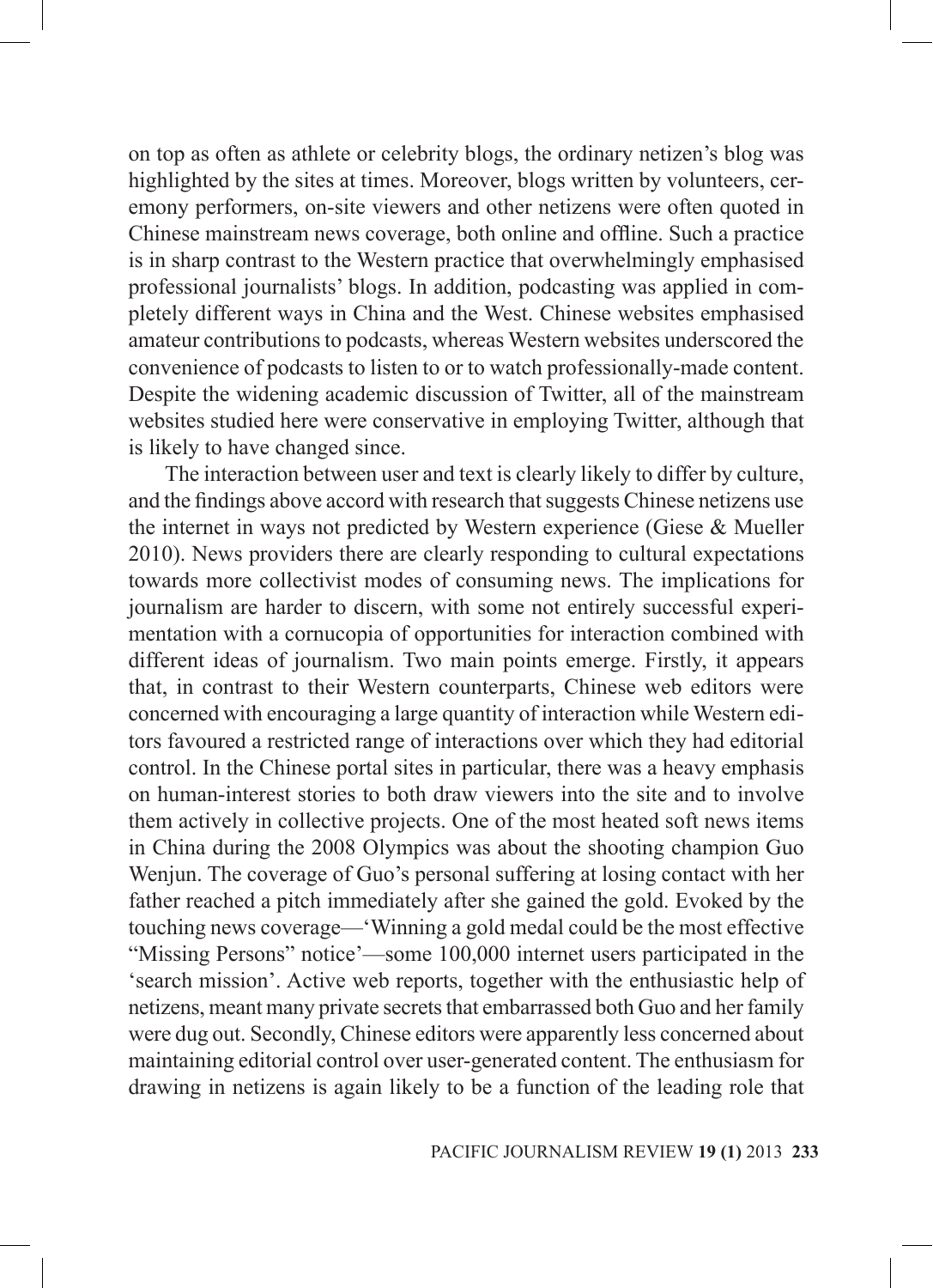on top as often as athlete or celebrity blogs, the ordinary netizen's blog was highlighted by the sites at times. Moreover, blogs written by volunteers, ceremony performers, on-site viewers and other netizens were often quoted in Chinese mainstream news coverage, both online and offline. Such a practice is in sharp contrast to the Western practice that overwhelmingly emphasised professional journalists' blogs. In addition, podcasting was applied in completely different ways in China and the West. Chinese websites emphasised amateur contributions to podcasts, whereas Western websites underscored the convenience of podcasts to listen to or to watch professionally-made content. Despite the widening academic discussion of Twitter, all of the mainstream websites studied here were conservative in employing Twitter, although that is likely to have changed since.

The interaction between user and text is clearly likely to differ by culture, and the findings above accord with research that suggests Chinese netizens use the internet in ways not predicted by Western experience (Giese & Mueller 2010). News providers there are clearly responding to cultural expectations towards more collectivist modes of consuming news. The implications for journalism are harder to discern, with some not entirely successful experimentation with a cornucopia of opportunities for interaction combined with different ideas of journalism. Two main points emerge. Firstly, it appears that, in contrast to their Western counterparts, Chinese web editors were concerned with encouraging a large quantity of interaction while Western editors favoured a restricted range of interactions over which they had editorial control. In the Chinese portal sites in particular, there was a heavy emphasis on human-interest stories to both draw viewers into the site and to involve them actively in collective projects. One of the most heated soft news items in China during the 2008 Olympics was about the shooting champion Guo Wenjun. The coverage of Guo's personal suffering at losing contact with her father reached a pitch immediately after she gained the gold. Evoked by the touching news coverage—'Winning a gold medal could be the most effective "Missing Persons" notice'—some 100,000 internet users participated in the 'search mission'. Active web reports, together with the enthusiastic help of netizens, meant many private secrets that embarrassed both Guo and her family were dug out. Secondly, Chinese editors were apparently less concerned about maintaining editorial control over user-generated content. The enthusiasm for drawing in netizens is again likely to be a function of the leading role that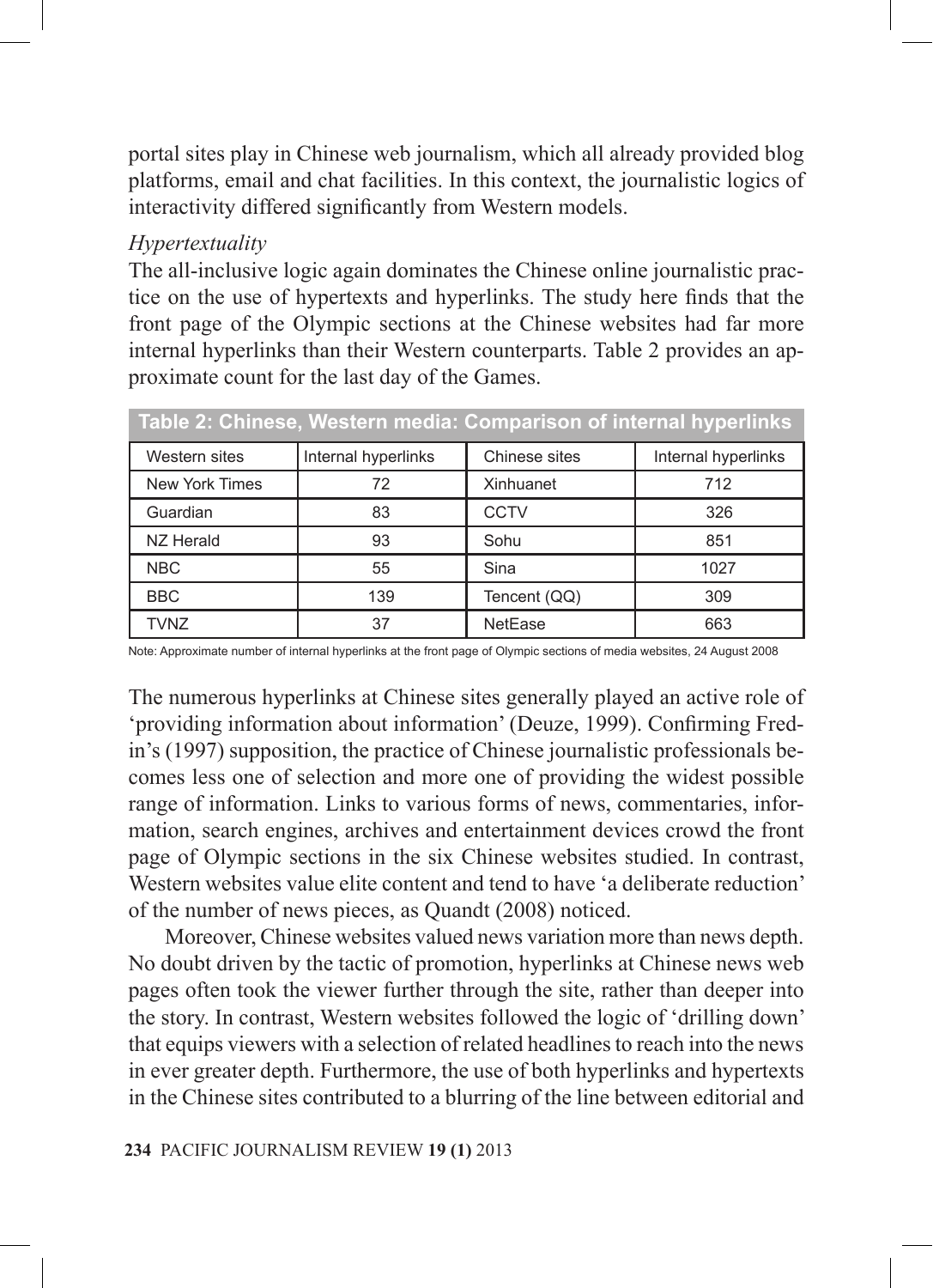portal sites play in Chinese web journalism, which all already provided blog platforms, email and chat facilities. In this context, the journalistic logics of interactivity differed significantly from Western models.

*Hypertextuality*

The all-inclusive logic again dominates the Chinese online journalistic practice on the use of hypertexts and hyperlinks. The study here finds that the front page of the Olympic sections at the Chinese websites had far more internal hyperlinks than their Western counterparts. Table 2 provides an approximate count for the last day of the Games.

**Table 2: Chinese, Western media: Comparison of internal hyperlinks**

| Western sites | Internal hyperlinks | Chinese sites | Internal hyperlinks |
|---|---|---|---|
| New York Times | 72 | Xinhuanet | 712 |
| Guardian | 83 | CCTV | 326 |
| NZ Herald | 93 | Sohu | 851 |
| NBC | 55 | Sina | 1027 |
| BBC | 139 | Tencent (QQ) | 309 |
| TVNZ | 37 | NetEase | 663 |

Note: Approximate number of internal hyperlinks at the front page of Olympic sections of media websites, 24 August 2008

The numerous hyperlinks at Chinese sites generally played an active role of 'providing information about information' (Deuze, 1999). Confirming Fredin's (1997) supposition, the practice of Chinese journalistic professionals becomes less one of selection and more one of providing the widest possible range of information. Links to various forms of news, commentaries, information, search engines, archives and entertainment devices crowd the front page of Olympic sections in the six Chinese websites studied. In contrast, Western websites value elite content and tend to have 'a deliberate reduction' of the number of news pieces, as Quandt (2008) noticed.

Moreover, Chinese websites valued news variation more than news depth. No doubt driven by the tactic of promotion, hyperlinks at Chinese news web pages often took the viewer further through the site, rather than deeper into the story. In contrast, Western websites followed the logic of 'drilling down' that equips viewers with a selection of related headlines to reach into the news in ever greater depth. Furthermore, the use of both hyperlinks and hypertexts in the Chinese sites contributed to a blurring of the line between editorial and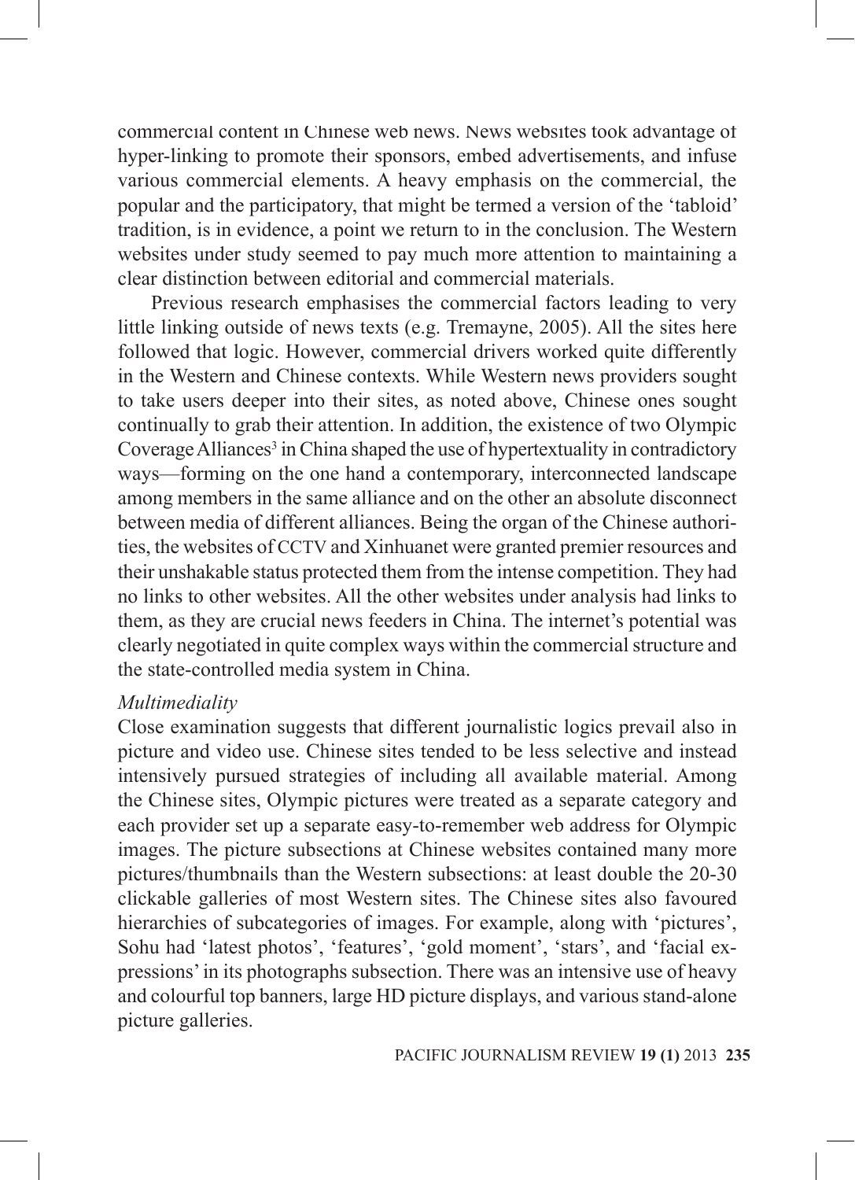commercial content in Chinese web news. News websites took advantage of hyper-linking to promote their sponsors, embed advertisements, and infuse various commercial elements. A heavy emphasis on the commercial, the popular and the participatory, that might be termed a version of the 'tabloid' tradition, is in evidence, a point we return to in the conclusion. The Western websites under study seemed to pay much more attention to maintaining a clear distinction between editorial and commercial materials.

Previous research emphasises the commercial factors leading to very little linking outside of news texts (e.g. Tremayne, 2005). All the sites here followed that logic. However, commercial drivers worked quite differently in the Western and Chinese contexts. While Western news providers sought to take users deeper into their sites, as noted above, Chinese ones sought continually to grab their attention. In addition, the existence of two Olympic Coverage Alliances[3] in China shaped the use of hypertextuality in contradictory ways—forming on the one hand a contemporary, interconnected landscape among members in the same alliance and on the other an absolute disconnect between media of different alliances. Being the organ of the Chinese authorities, the websites of CCTV and Xinhuanet were granted premier resources and their unshakable status protected them from the intense competition. They had no links to other websites. All the other websites under analysis had links to them, as they are crucial news feeders in China. The internet's potential was clearly negotiated in quite complex ways within the commercial structure and the state-controlled media system in China.

*Multimediality*

Close examination suggests that different journalistic logics prevail also in picture and video use. Chinese sites tended to be less selective and instead intensively pursued strategies of including all available material. Among the Chinese sites, Olympic pictures were treated as a separate category and each provider set up a separate easy-to-remember web address for Olympic images. The picture subsections at Chinese websites contained many more pictures/thumbnails than the Western subsections: at least double the 20-30 clickable galleries of most Western sites. The Chinese sites also favoured hierarchies of subcategories of images. For example, along with 'pictures', Sohu had 'latest photos', 'features', 'gold moment', 'stars', and 'facial expressions' in its photographs subsection. There was an intensive use of heavy and colourful top banners, large HD picture displays, and various stand-alone picture galleries.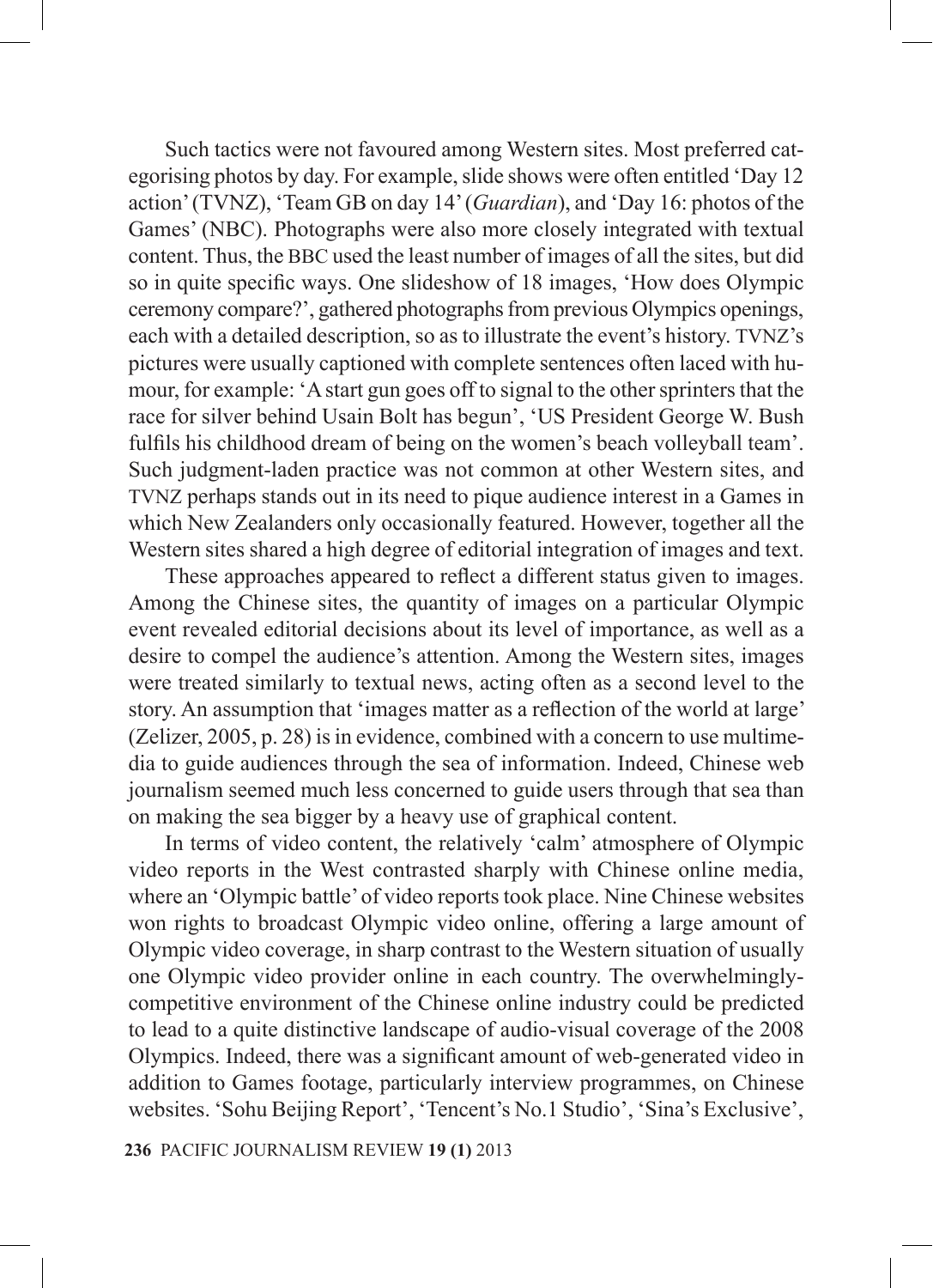Such tactics were not favoured among Western sites. Most preferred categorising photos by day. For example, slide shows were often entitled 'Day 12 action' (TVNZ), 'Team GB on day 14' (*Guardian*), and 'Day 16: photos of the Games' (NBC). Photographs were also more closely integrated with textual content. Thus, the BBC used the least number of images of all the sites, but did so in quite specific ways. One slideshow of 18 images, 'How does Olympic ceremony compare?', gathered photographs from previous Olympics openings, each with a detailed description, so as to illustrate the event's history. TVNZ's pictures were usually captioned with complete sentences often laced with humour, for example: 'A start gun goes off to signal to the other sprinters that the race for silver behind Usain Bolt has begun', 'US President George W. Bush fulfils his childhood dream of being on the women's beach volleyball team'. Such judgment-laden practice was not common at other Western sites, and TVNZ perhaps stands out in its need to pique audience interest in a Games in which New Zealanders only occasionally featured. However, together all the Western sites shared a high degree of editorial integration of images and text.

These approaches appeared to reflect a different status given to images. Among the Chinese sites, the quantity of images on a particular Olympic event revealed editorial decisions about its level of importance, as well as a desire to compel the audience's attention. Among the Western sites, images were treated similarly to textual news, acting often as a second level to the story. An assumption that 'images matter as a reflection of the world at large' (Zelizer, 2005, p. 28) is in evidence, combined with a concern to use multimedia to guide audiences through the sea of information. Indeed, Chinese web journalism seemed much less concerned to guide users through that sea than on making the sea bigger by a heavy use of graphical content.

In terms of video content, the relatively 'calm' atmosphere of Olympic video reports in the West contrasted sharply with Chinese online media, where an 'Olympic battle' of video reports took place. Nine Chinese websites won rights to broadcast Olympic video online, offering a large amount of Olympic video coverage, in sharp contrast to the Western situation of usually one Olympic video provider online in each country. The overwhelmingly-competitive environment of the Chinese online industry could be predicted to lead to a quite distinctive landscape of audio-visual coverage of the 2008 Olympics. Indeed, there was a significant amount of web-generated video in addition to Games footage, particularly interview programmes, on Chinese websites. 'Sohu Beijing Report', 'Tencent's No.1 Studio', 'Sina's Exclusive',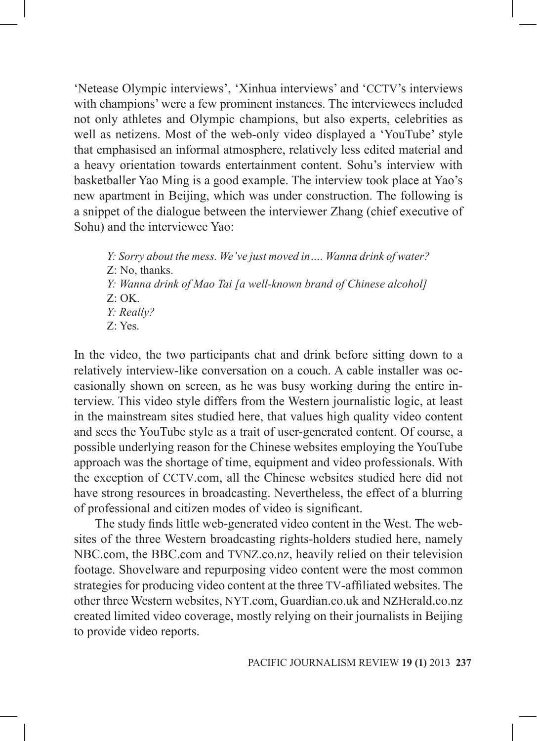'Netease Olympic interviews', 'Xinhua interviews' and 'CCTV's interviews with champions' were a few prominent instances. The interviewees included not only athletes and Olympic champions, but also experts, celebrities as well as netizens. Most of the web-only video displayed a 'YouTube' style that emphasised an informal atmosphere, relatively less edited material and a heavy orientation towards entertainment content. Sohu's interview with basketballer Yao Ming is a good example. The interview took place at Yao's new apartment in Beijing, which was under construction. The following is a snippet of the dialogue between the interviewer Zhang (chief executive of Sohu) and the interviewee Yao:

> *Y: Sorry about the mess. We've just moved in…. Wanna drink of water?*
> Z: No, thanks.
> *Y: Wanna drink of Mao Tai [a well-known brand of Chinese alcohol]*
> Z: OK.
> *Y: Really?*
> Z: Yes.

In the video, the two participants chat and drink before sitting down to a relatively interview-like conversation on a couch. A cable installer was occasionally shown on screen, as he was busy working during the entire interview. This video style differs from the Western journalistic logic, at least in the mainstream sites studied here, that values high quality video content and sees the YouTube style as a trait of user-generated content. Of course, a possible underlying reason for the Chinese websites employing the YouTube approach was the shortage of time, equipment and video professionals. With the exception of CCTV.com, all the Chinese websites studied here did not have strong resources in broadcasting. Nevertheless, the effect of a blurring of professional and citizen modes of video is significant.

The study finds little web-generated video content in the West. The websites of the three Western broadcasting rights-holders studied here, namely NBC.com, the BBC.com and TVNZ.co.nz, heavily relied on their television footage. Shovelware and repurposing video content were the most common strategies for producing video content at the three TV-affiliated websites. The other three Western websites, NYT.com, Guardian.co.uk and NZHerald.co.nz created limited video coverage, mostly relying on their journalists in Beijing to provide video reports.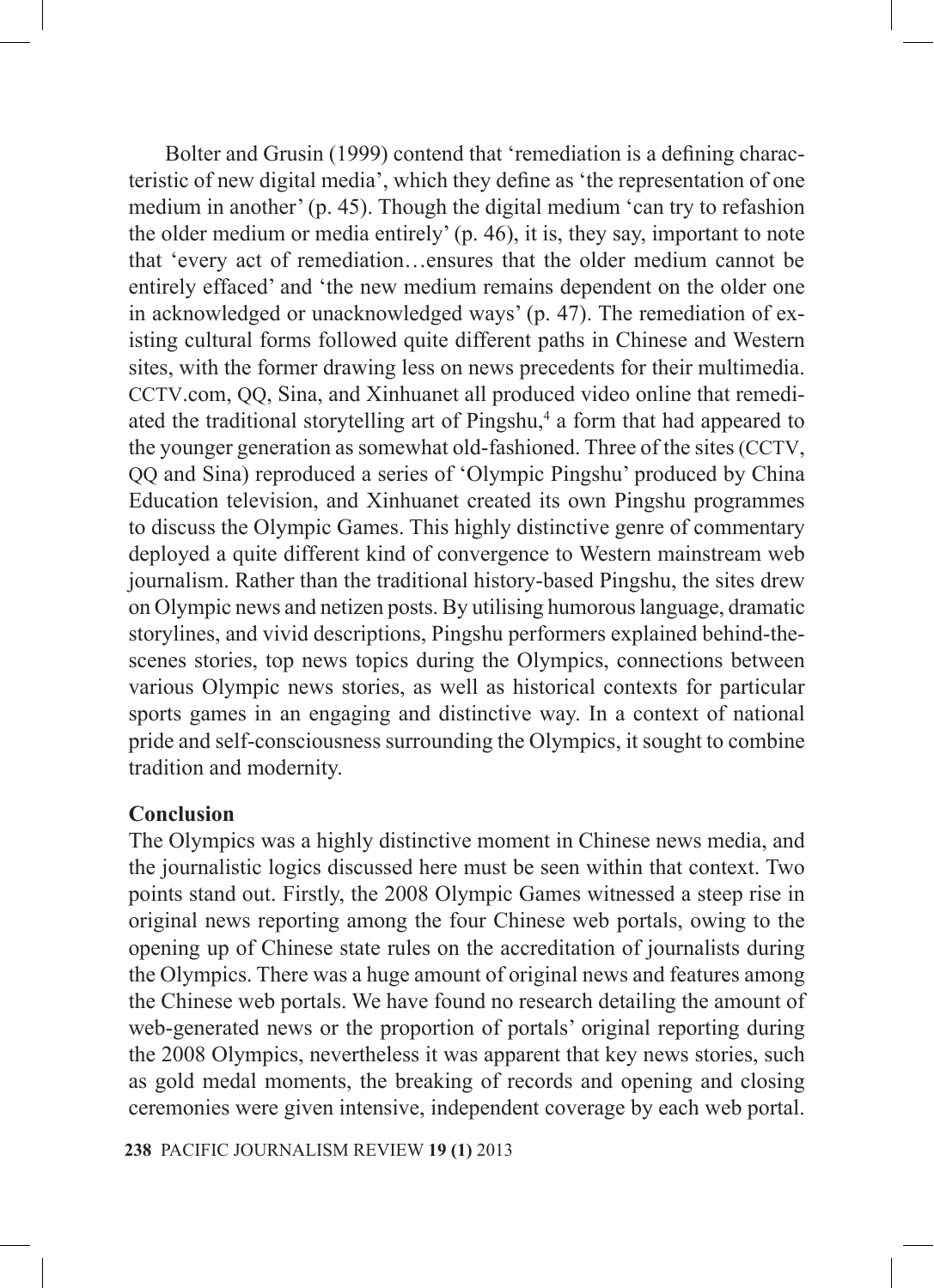Bolter and Grusin (1999) contend that 'remediation is a defining characteristic of new digital media', which they define as 'the representation of one medium in another' (p. 45). Though the digital medium 'can try to refashion the older medium or media entirely' (p. 46), it is, they say, important to note that 'every act of remediation…ensures that the older medium cannot be entirely effaced' and 'the new medium remains dependent on the older one in acknowledged or unacknowledged ways' (p. 47). The remediation of existing cultural forms followed quite different paths in Chinese and Western sites, with the former drawing less on news precedents for their multimedia. CCTV.com, QQ, Sina, and Xinhuanet all produced video online that remediated the traditional storytelling art of Pingshu,[4] a form that had appeared to the younger generation as somewhat old-fashioned. Three of the sites (CCTV, QQ and Sina) reproduced a series of 'Olympic Pingshu' produced by China Education television, and Xinhuanet created its own Pingshu programmes to discuss the Olympic Games. This highly distinctive genre of commentary deployed a quite different kind of convergence to Western mainstream web journalism. Rather than the traditional history-based Pingshu, the sites drew on Olympic news and netizen posts. By utilising humorous language, dramatic storylines, and vivid descriptions, Pingshu performers explained behind-the-scenes stories, top news topics during the Olympics, connections between various Olympic news stories, as well as historical contexts for particular sports games in an engaging and distinctive way. In a context of national pride and self-consciousness surrounding the Olympics, it sought to combine tradition and modernity.

## Conclusion

The Olympics was a highly distinctive moment in Chinese news media, and the journalistic logics discussed here must be seen within that context. Two points stand out. Firstly, the 2008 Olympic Games witnessed a steep rise in original news reporting among the four Chinese web portals, owing to the opening up of Chinese state rules on the accreditation of journalists during the Olympics. There was a huge amount of original news and features among the Chinese web portals. We have found no research detailing the amount of web-generated news or the proportion of portals' original reporting during the 2008 Olympics, nevertheless it was apparent that key news stories, such as gold medal moments, the breaking of records and opening and closing ceremonies were given intensive, independent coverage by each web portal.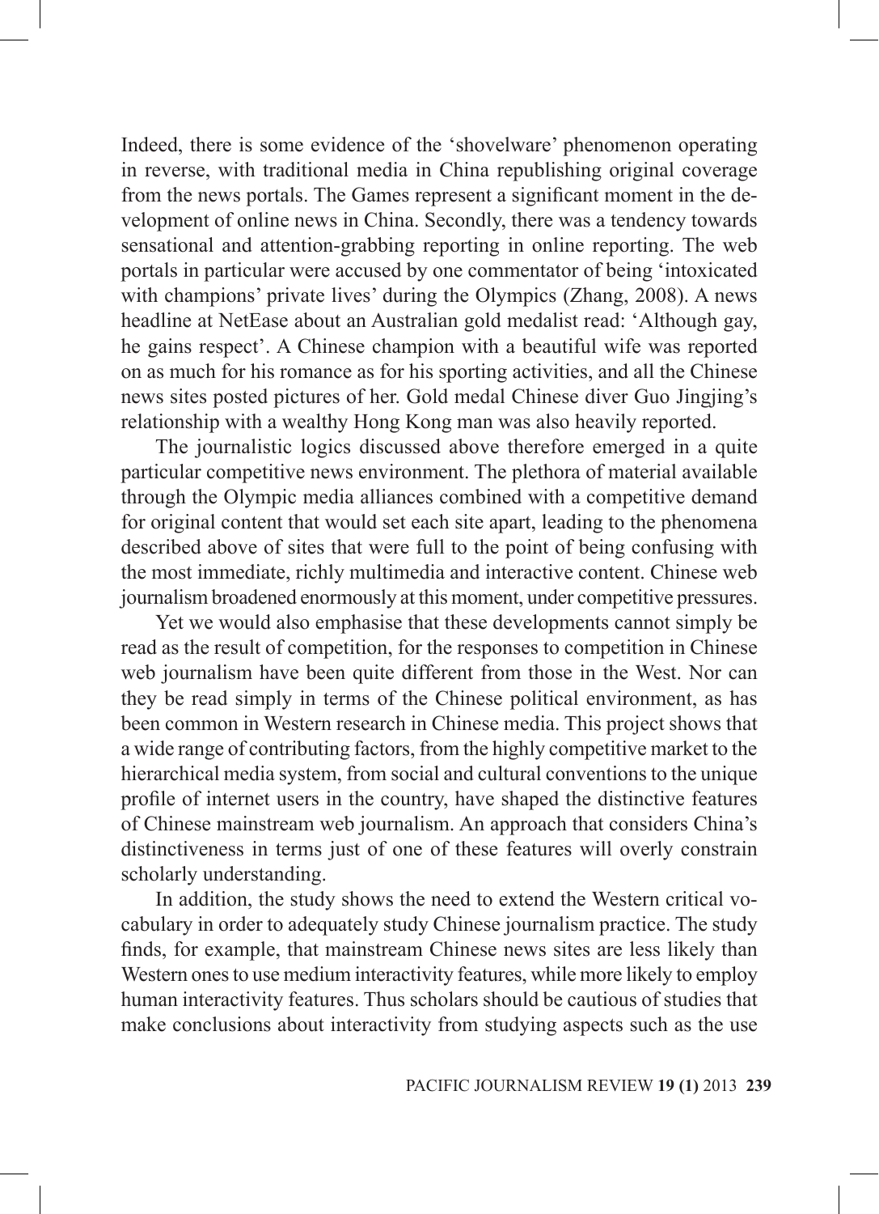Indeed, there is some evidence of the 'shovelware' phenomenon operating in reverse, with traditional media in China republishing original coverage from the news portals. The Games represent a significant moment in the development of online news in China. Secondly, there was a tendency towards sensational and attention-grabbing reporting in online reporting. The web portals in particular were accused by one commentator of being 'intoxicated with champions' private lives' during the Olympics (Zhang, 2008). A news headline at NetEase about an Australian gold medalist read: 'Although gay, he gains respect'. A Chinese champion with a beautiful wife was reported on as much for his romance as for his sporting activities, and all the Chinese news sites posted pictures of her. Gold medal Chinese diver Guo Jingjing's relationship with a wealthy Hong Kong man was also heavily reported.

The journalistic logics discussed above therefore emerged in a quite particular competitive news environment. The plethora of material available through the Olympic media alliances combined with a competitive demand for original content that would set each site apart, leading to the phenomena described above of sites that were full to the point of being confusing with the most immediate, richly multimedia and interactive content. Chinese web journalism broadened enormously at this moment, under competitive pressures.

Yet we would also emphasise that these developments cannot simply be read as the result of competition, for the responses to competition in Chinese web journalism have been quite different from those in the West. Nor can they be read simply in terms of the Chinese political environment, as has been common in Western research in Chinese media. This project shows that a wide range of contributing factors, from the highly competitive market to the hierarchical media system, from social and cultural conventions to the unique profile of internet users in the country, have shaped the distinctive features of Chinese mainstream web journalism. An approach that considers China's distinctiveness in terms just of one of these features will overly constrain scholarly understanding.

In addition, the study shows the need to extend the Western critical vocabulary in order to adequately study Chinese journalism practice. The study finds, for example, that mainstream Chinese news sites are less likely than Western ones to use medium interactivity features, while more likely to employ human interactivity features. Thus scholars should be cautious of studies that make conclusions about interactivity from studying aspects such as the use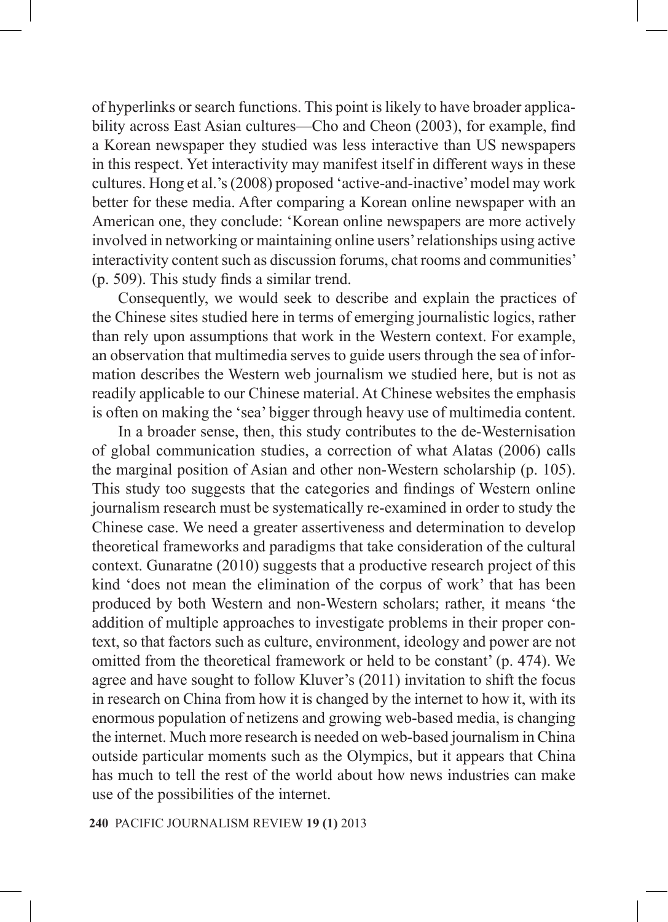of hyperlinks or search functions. This point is likely to have broader applicability across East Asian cultures—Cho and Cheon (2003), for example, find a Korean newspaper they studied was less interactive than US newspapers in this respect. Yet interactivity may manifest itself in different ways in these cultures. Hong et al.'s (2008) proposed 'active-and-inactive' model may work better for these media. After comparing a Korean online newspaper with an American one, they conclude: 'Korean online newspapers are more actively involved in networking or maintaining online users' relationships using active interactivity content such as discussion forums, chat rooms and communities' (p. 509). This study finds a similar trend.

Consequently, we would seek to describe and explain the practices of the Chinese sites studied here in terms of emerging journalistic logics, rather than rely upon assumptions that work in the Western context. For example, an observation that multimedia serves to guide users through the sea of information describes the Western web journalism we studied here, but is not as readily applicable to our Chinese material. At Chinese websites the emphasis is often on making the 'sea' bigger through heavy use of multimedia content.

In a broader sense, then, this study contributes to the de-Westernisation of global communication studies, a correction of what Alatas (2006) calls the marginal position of Asian and other non-Western scholarship (p. 105). This study too suggests that the categories and findings of Western online journalism research must be systematically re-examined in order to study the Chinese case. We need a greater assertiveness and determination to develop theoretical frameworks and paradigms that take consideration of the cultural context. Gunaratne (2010) suggests that a productive research project of this kind 'does not mean the elimination of the corpus of work' that has been produced by both Western and non-Western scholars; rather, it means 'the addition of multiple approaches to investigate problems in their proper context, so that factors such as culture, environment, ideology and power are not omitted from the theoretical framework or held to be constant' (p. 474). We agree and have sought to follow Kluver's (2011) invitation to shift the focus in research on China from how it is changed by the internet to how it, with its enormous population of netizens and growing web-based media, is changing the internet. Much more research is needed on web-based journalism in China outside particular moments such as the Olympics, but it appears that China has much to tell the rest of the world about how news industries can make use of the possibilities of the internet.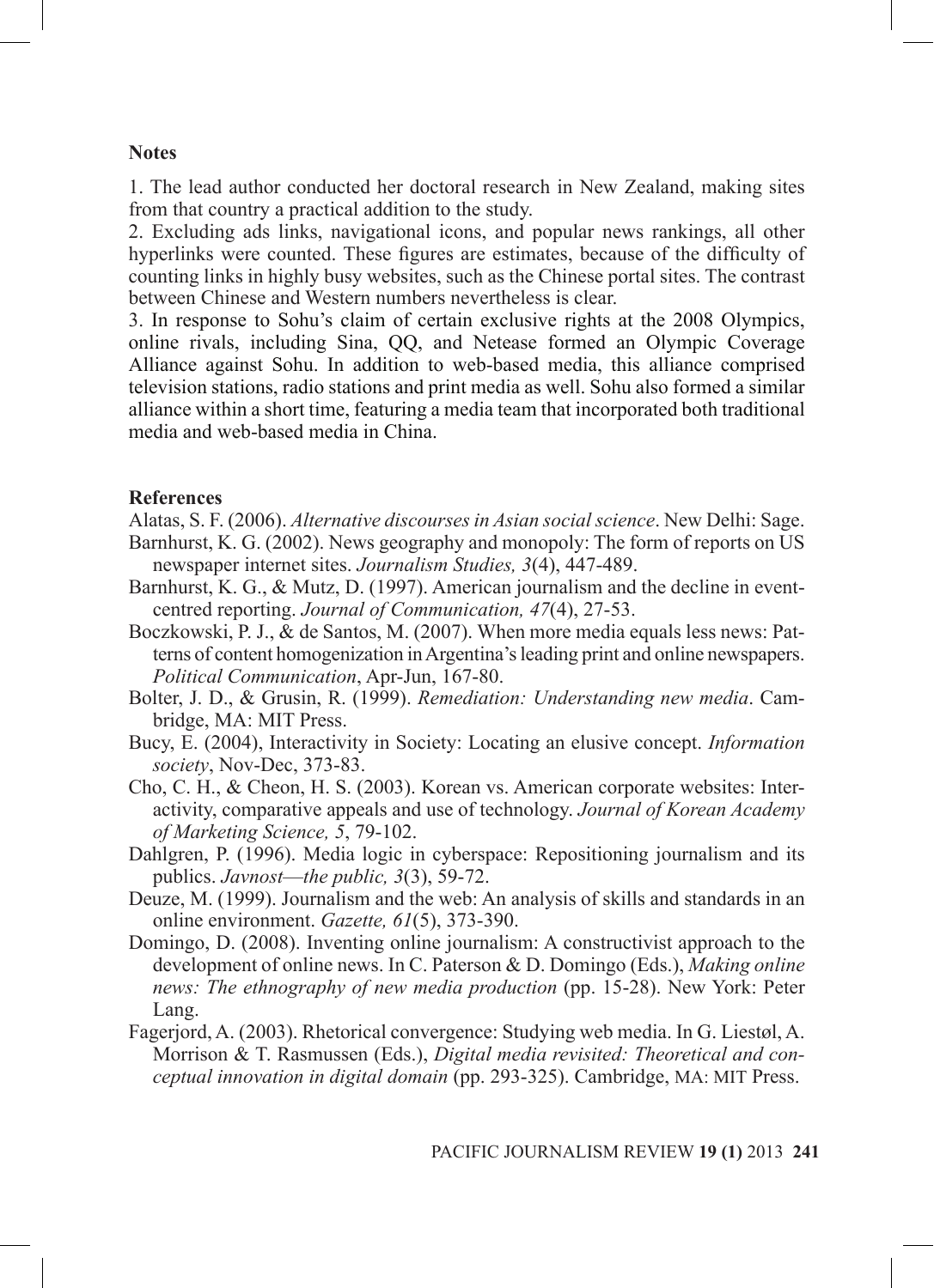## Notes

1. The lead author conducted her doctoral research in New Zealand, making sites from that country a practical addition to the study.

2. Excluding ads links, navigational icons, and popular news rankings, all other hyperlinks were counted. These figures are estimates, because of the difficulty of counting links in highly busy websites, such as the Chinese portal sites. The contrast between Chinese and Western numbers nevertheless is clear.

3. In response to Sohu's claim of certain exclusive rights at the 2008 Olympics, online rivals, including Sina, QQ, and Netease formed an Olympic Coverage Alliance against Sohu. In addition to web-based media, this alliance comprised television stations, radio stations and print media as well. Sohu also formed a similar alliance within a short time, featuring a media team that incorporated both traditional media and web-based media in China.

## References

Alatas, S. F. (2006). *Alternative discourses in Asian social science*. New Delhi: Sage.

Barnhurst, K. G. (2002). News geography and monopoly: The form of reports on US newspaper internet sites. *Journalism Studies, 3*(4), 447-489.

Barnhurst, K. G., & Mutz, D. (1997). American journalism and the decline in event-centred reporting. *Journal of Communication, 47*(4), 27-53.

Boczkowski, P. J., & de Santos, M. (2007). When more media equals less news: Patterns of content homogenization in Argentina's leading print and online newspapers. *Political Communication*, Apr-Jun, 167-80.

Bolter, J. D., & Grusin, R. (1999). *Remediation: Understanding new media*. Cambridge, MA: MIT Press.

Bucy, E. (2004), Interactivity in Society: Locating an elusive concept. *Information society*, Nov-Dec, 373-83.

Cho, C. H., & Cheon, H. S. (2003). Korean vs. American corporate websites: Interactivity, comparative appeals and use of technology. *Journal of Korean Academy of Marketing Science, 5*, 79-102.

Dahlgren, P. (1996). Media logic in cyberspace: Repositioning journalism and its publics. *Javnost—the public, 3*(3), 59-72.

Deuze, M. (1999). Journalism and the web: An analysis of skills and standards in an online environment. *Gazette, 61*(5), 373-390.

Domingo, D. (2008). Inventing online journalism: A constructivist approach to the development of online news. In C. Paterson & D. Domingo (Eds.), *Making online news: The ethnography of new media production* (pp. 15-28). New York: Peter Lang.

Fagerjord, A. (2003). Rhetorical convergence: Studying web media. In G. Liestøl, A. Morrison & T. Rasmussen (Eds.), *Digital media revisited: Theoretical and conceptual innovation in digital domain* (pp. 293-325). Cambridge, MA: MIT Press.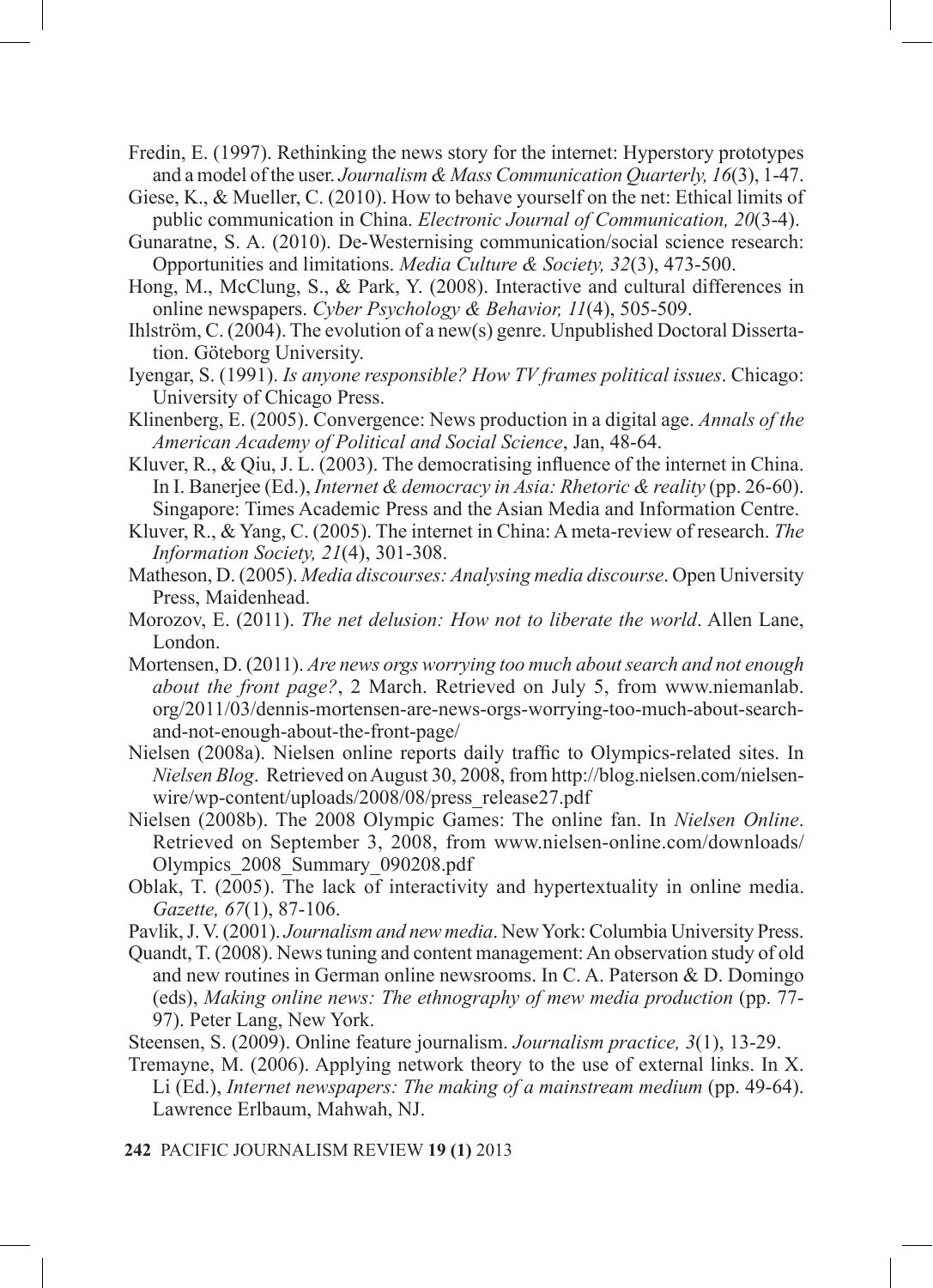Fredin, E. (1997). Rethinking the news story for the internet: Hyperstory prototypes and a model of the user. *Journalism & Mass Communication Quarterly, 16*(3), 1-47.

Giese, K., & Mueller, C. (2010). How to behave yourself on the net: Ethical limits of public communication in China. *Electronic Journal of Communication, 20*(3-4).

Gunaratne, S. A. (2010). De-Westernising communication/social science research: Opportunities and limitations. *Media Culture & Society, 32*(3), 473-500.

Hong, M., McClung, S., & Park, Y. (2008). Interactive and cultural differences in online newspapers. *Cyber Psychology & Behavior, 11*(4), 505-509.

Ihlström, C. (2004). The evolution of a new(s) genre. Unpublished Doctoral Dissertation. Göteborg University.

Iyengar, S. (1991). *Is anyone responsible? How TV frames political issues*. Chicago: University of Chicago Press.

Klinenberg, E. (2005). Convergence: News production in a digital age. *Annals of the American Academy of Political and Social Science*, Jan, 48-64.

Kluver, R., & Qiu, J. L. (2003). The democratising influence of the internet in China. In I. Banerjee (Ed.), *Internet & democracy in Asia: Rhetoric & reality* (pp. 26-60). Singapore: Times Academic Press and the Asian Media and Information Centre.

Kluver, R., & Yang, C. (2005). The internet in China: A meta-review of research. *The Information Society, 21*(4), 301-308.

Matheson, D. (2005). *Media discourses: Analysing media discourse*. Open University Press, Maidenhead.

Morozov, E. (2011). *The net delusion: How not to liberate the world*. Allen Lane, London.

Mortensen, D. (2011). *Are news orgs worrying too much about search and not enough about the front page?*, 2 March. Retrieved on July 5, from www.niemanlab.org/2011/03/dennis-mortensen-are-news-orgs-worrying-too-much-about-search-and-not-enough-about-the-front-page/

Nielsen (2008a). Nielsen online reports daily traffic to Olympics-related sites. In *Nielsen Blog*. Retrieved on August 30, 2008, from http://blog.nielsen.com/nielsenwire/wp-content/uploads/2008/08/press_release27.pdf

Nielsen (2008b). The 2008 Olympic Games: The online fan. In *Nielsen Online*. Retrieved on September 3, 2008, from www.nielsen-online.com/downloads/Olympics_2008_Summary_090208.pdf

Oblak, T. (2005). The lack of interactivity and hypertextuality in online media. *Gazette, 67*(1), 87-106.

Pavlik, J. V. (2001). *Journalism and new media*. New York: Columbia University Press.

Quandt, T. (2008). News tuning and content management: An observation study of old and new routines in German online newsrooms. In C. A. Paterson & D. Domingo (eds), *Making online news: The ethnography of mew media production* (pp. 77-97). Peter Lang, New York.

Steensen, S. (2009). Online feature journalism. *Journalism practice, 3*(1), 13-29.

Tremayne, M. (2006). Applying network theory to the use of external links. In X. Li (Ed.), *Internet newspapers: The making of a mainstream medium* (pp. 49-64). Lawrence Erlbaum, Mahwah, NJ.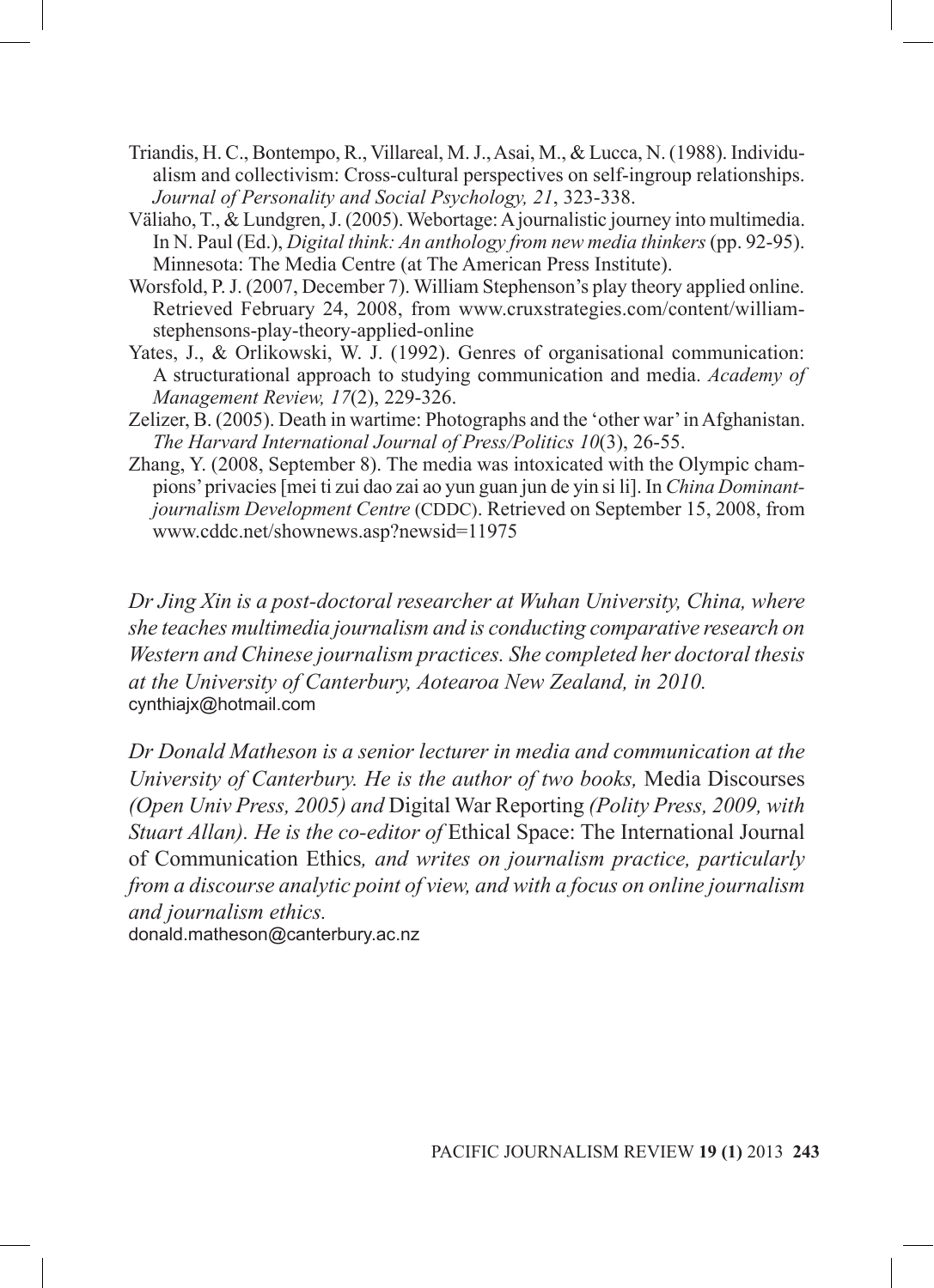Triandis, H. C., Bontempo, R., Villareal, M. J., Asai, M., & Lucca, N. (1988). Individualism and collectivism: Cross-cultural perspectives on self-ingroup relationships. *Journal of Personality and Social Psychology, 21*, 323-338.

Väliaho, T., & Lundgren, J. (2005). Webortage: A journalistic journey into multimedia. In N. Paul (Ed.), *Digital think: An anthology from new media thinkers* (pp. 92-95). Minnesota: The Media Centre (at The American Press Institute).

Worsfold, P. J. (2007, December 7). William Stephenson's play theory applied online. Retrieved February 24, 2008, from www.cruxstrategies.com/content/william-stephensons-play-theory-applied-online

Yates, J., & Orlikowski, W. J. (1992). Genres of organisational communication: A structurational approach to studying communication and media. *Academy of Management Review, 17*(2), 229-326.

Zelizer, B. (2005). Death in wartime: Photographs and the 'other war' in Afghanistan. *The Harvard International Journal of Press/Politics 10*(3), 26-55.

Zhang, Y. (2008, September 8). The media was intoxicated with the Olympic champions' privacies [mei ti zui dao zai ao yun guan jun de yin si li]. In *China Dominant-journalism Development Centre* (CDDC). Retrieved on September 15, 2008, from www.cddc.net/shownews.asp?newsid=11975

*Dr Jing Xin is a post-doctoral researcher at Wuhan University, China, where she teaches multimedia journalism and is conducting comparative research on Western and Chinese journalism practices. She completed her doctoral thesis at the University of Canterbury, Aotearoa New Zealand, in 2010.*
cynthiajx@hotmail.com

*Dr Donald Matheson is a senior lecturer in media and communication at the University of Canterbury. He is the author of two books,* Media Discourses *(Open Univ Press, 2005) and* Digital War Reporting *(Polity Press, 2009, with Stuart Allan). He is the co-editor of* Ethical Space: The International Journal of Communication Ethics*, and writes on journalism practice, particularly from a discourse analytic point of view, and with a focus on online journalism and journalism ethics.*
donald.matheson@canterbury.ac.nz